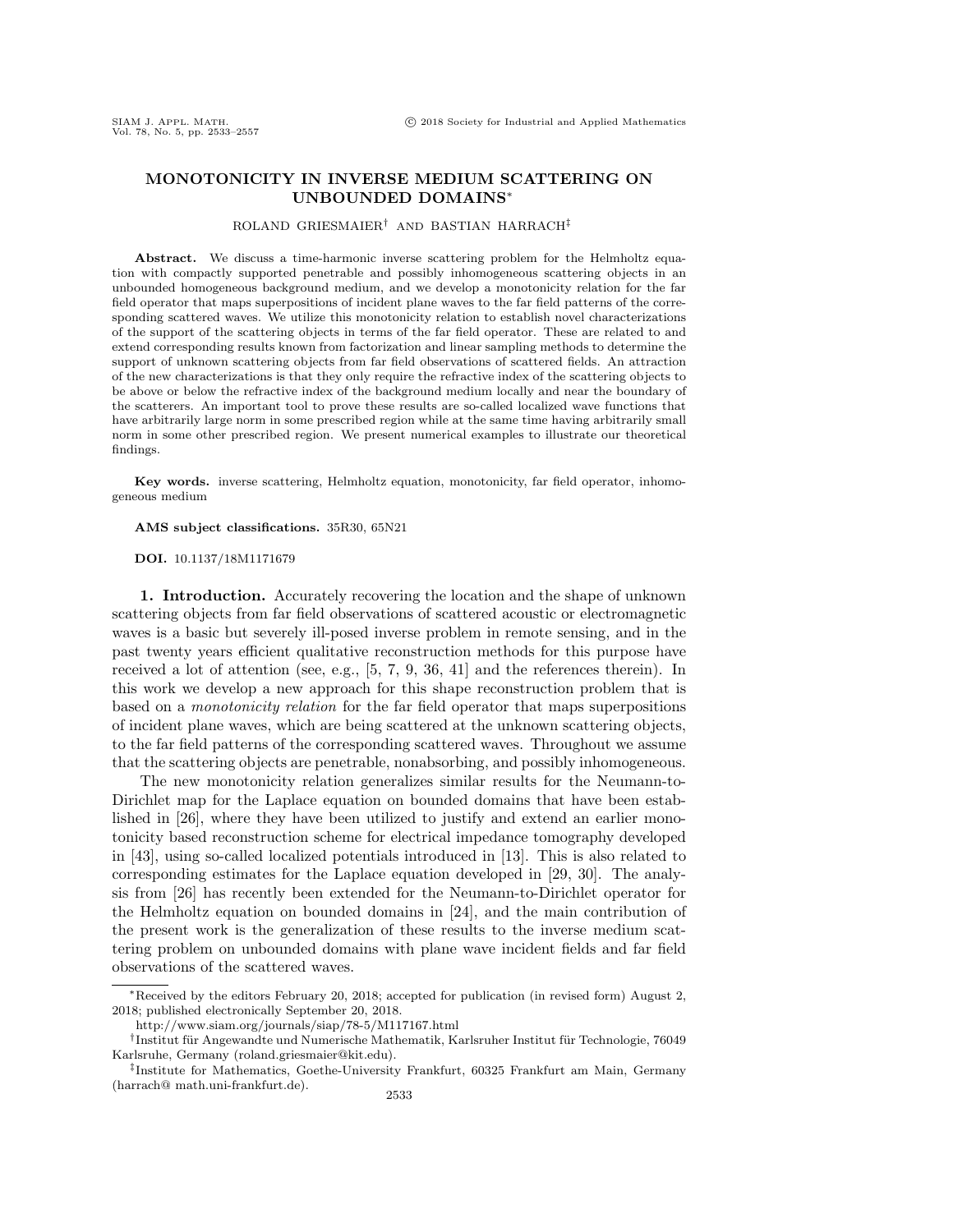// Editor's note (ours, not part of the page): the running header — "SIAM J. Appl. Math. Vol. 78, No. 5, pp. 2533–2557" and "© 2018 Society for Industrial and Applied Mathematics" — and the page number "2533" are omitted per the header/footer rules.

# MONOTONICITY IN INVERSE MEDIUM SCATTERING ON UNBOUNDED DOMAINS*

ROLAND GRIESMAIER† AND BASTIAN HARRACH‡

**Abstract.** We discuss a time-harmonic inverse scattering problem for the Helmholtz equation with compactly supported penetrable and possibly inhomogeneous scattering objects in an unbounded homogeneous background medium, and we develop a monotonicity relation for the far field operator that maps superpositions of incident plane waves to the far field patterns of the corresponding scattered waves. We utilize this monotonicity relation to establish novel characterizations of the support of the scattering objects in terms of the far field operator. These are related to and extend corresponding results known from factorization and linear sampling methods to determine the support of unknown scattering objects from far field observations of scattered fields. An attraction of the new characterizations is that they only require the refractive index of the scattering objects to be above or below the refractive index of the background medium locally and near the boundary of the scatterers. An important tool to prove these results are so-called localized wave functions that have arbitrarily large norm in some prescribed region while at the same time having arbitrarily small norm in some other prescribed region. We present numerical examples to illustrate our theoretical findings.

**Key words.** inverse scattering, Helmholtz equation, monotonicity, far field operator, inhomogeneous medium

**AMS subject classifications.** 35R30, 65N21

**DOI.** 10.1137/18M1171679

## 1. Introduction.

Accurately recovering the location and the shape of unknown scattering objects from far field observations of scattered acoustic or electromagnetic waves is a basic but severely ill-posed inverse problem in remote sensing, and in the past twenty years efficient qualitative reconstruction methods for this purpose have received a lot of attention (see, e.g., [5, 7, 9, 36, 41] and the references therein). In this work we develop a new approach for this shape reconstruction problem that is based on a *monotonicity relation* for the far field operator that maps superpositions of incident plane waves, which are being scattered at the unknown scattering objects, to the far field patterns of the corresponding scattered waves. Throughout we assume that the scattering objects are penetrable, nonabsorbing, and possibly inhomogeneous.

The new monotonicity relation generalizes similar results for the Neumann-to-Dirichlet map for the Laplace equation on bounded domains that have been established in [26], where they have been utilized to justify and extend an earlier monotonicity based reconstruction scheme for electrical impedance tomography developed in [43], using so-called localized potentials introduced in [13]. This is also related to corresponding estimates for the Laplace equation developed in [29, 30]. The analysis from [26] has recently been extended for the Neumann-to-Dirichlet operator for the Helmholtz equation on bounded domains in [24], and the main contribution of the present work is the generalization of these results to the inverse medium scattering problem on unbounded domains with plane wave incident fields and far field observations of the scattered waves.

---

*Received by the editors February 20, 2018; accepted for publication (in revised form) August 2, 2018; published electronically September 20, 2018.
http://www.siam.org/journals/siap/78-5/M117167.html

†Institut für Angewandte und Numerische Mathematik, Karlsruher Institut für Technologie, 76049 Karlsruhe, Germany (roland.griesmaier@kit.edu).

‡Institute for Mathematics, Goethe-University Frankfurt, 60325 Frankfurt am Main, Germany (harrach@ math.uni-frankfurt.de).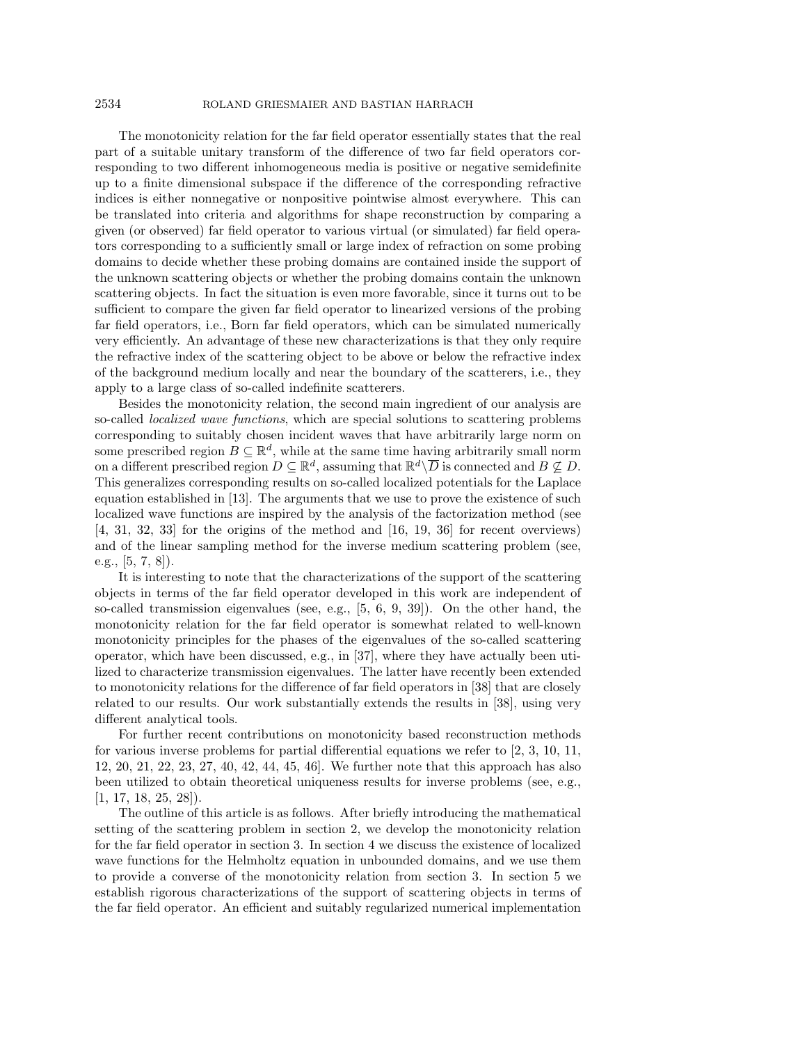The monotonicity relation for the far field operator essentially states that the real part of a suitable unitary transform of the difference of two far field operators corresponding to two different inhomogeneous media is positive or negative semidefinite up to a finite dimensional subspace if the difference of the corresponding refractive indices is either nonnegative or nonpositive pointwise almost everywhere. This can be translated into criteria and algorithms for shape reconstruction by comparing a given (or observed) far field operator to various virtual (or simulated) far field operators corresponding to a sufficiently small or large index of refraction on some probing domains to decide whether these probing domains are contained inside the support of the unknown scattering objects or whether the probing domains contain the unknown scattering objects. In fact the situation is even more favorable, since it turns out to be sufficient to compare the given far field operator to linearized versions of the probing far field operators, i.e., Born far field operators, which can be simulated numerically very efficiently. An advantage of these new characterizations is that they only require the refractive index of the scattering object to be above or below the refractive index of the background medium locally and near the boundary of the scatterers, i.e., they apply to a large class of so-called indefinite scatterers.

Besides the monotonicity relation, the second main ingredient of our analysis are so-called *localized wave functions*, which are special solutions to scattering problems corresponding to suitably chosen incident waves that have arbitrarily large norm on some prescribed region $B \subseteq \mathbb{R}^d$, while at the same time having arbitrarily small norm on a different prescribed region $D \subseteq \mathbb{R}^d$, assuming that $\mathbb{R}^d \setminus \overline{D}$ is connected and $B \not\subseteq D$. This generalizes corresponding results on so-called localized potentials for the Laplace equation established in [13]. The arguments that we use to prove the existence of such localized wave functions are inspired by the analysis of the factorization method (see [4, 31, 32, 33] for the origins of the method and [16, 19, 36] for recent overviews) and of the linear sampling method for the inverse medium scattering problem (see, e.g., [5, 7, 8]).

It is interesting to note that the characterizations of the support of the scattering objects in terms of the far field operator developed in this work are independent of so-called transmission eigenvalues (see, e.g., [5, 6, 9, 39]). On the other hand, the monotonicity relation for the far field operator is somewhat related to well-known monotonicity principles for the phases of the eigenvalues of the so-called scattering operator, which have been discussed, e.g., in [37], where they have actually been utilized to characterize transmission eigenvalues. The latter have recently been extended to monotonicity relations for the difference of far field operators in [38] that are closely related to our results. Our work substantially extends the results in [38], using very different analytical tools.

For further recent contributions on monotonicity based reconstruction methods for various inverse problems for partial differential equations we refer to [2, 3, 10, 11, 12, 20, 21, 22, 23, 27, 40, 42, 44, 45, 46]. We further note that this approach has also been utilized to obtain theoretical uniqueness results for inverse problems (see, e.g., [1, 17, 18, 25, 28]).

The outline of this article is as follows. After briefly introducing the mathematical setting of the scattering problem in section 2, we develop the monotonicity relation for the far field operator in section 3. In section 4 we discuss the existence of localized wave functions for the Helmholtz equation in unbounded domains, and we use them to provide a converse of the monotonicity relation from section 3. In section 5 we establish rigorous characterizations of the support of scattering objects in terms of the far field operator. An efficient and suitably regularized numerical implementation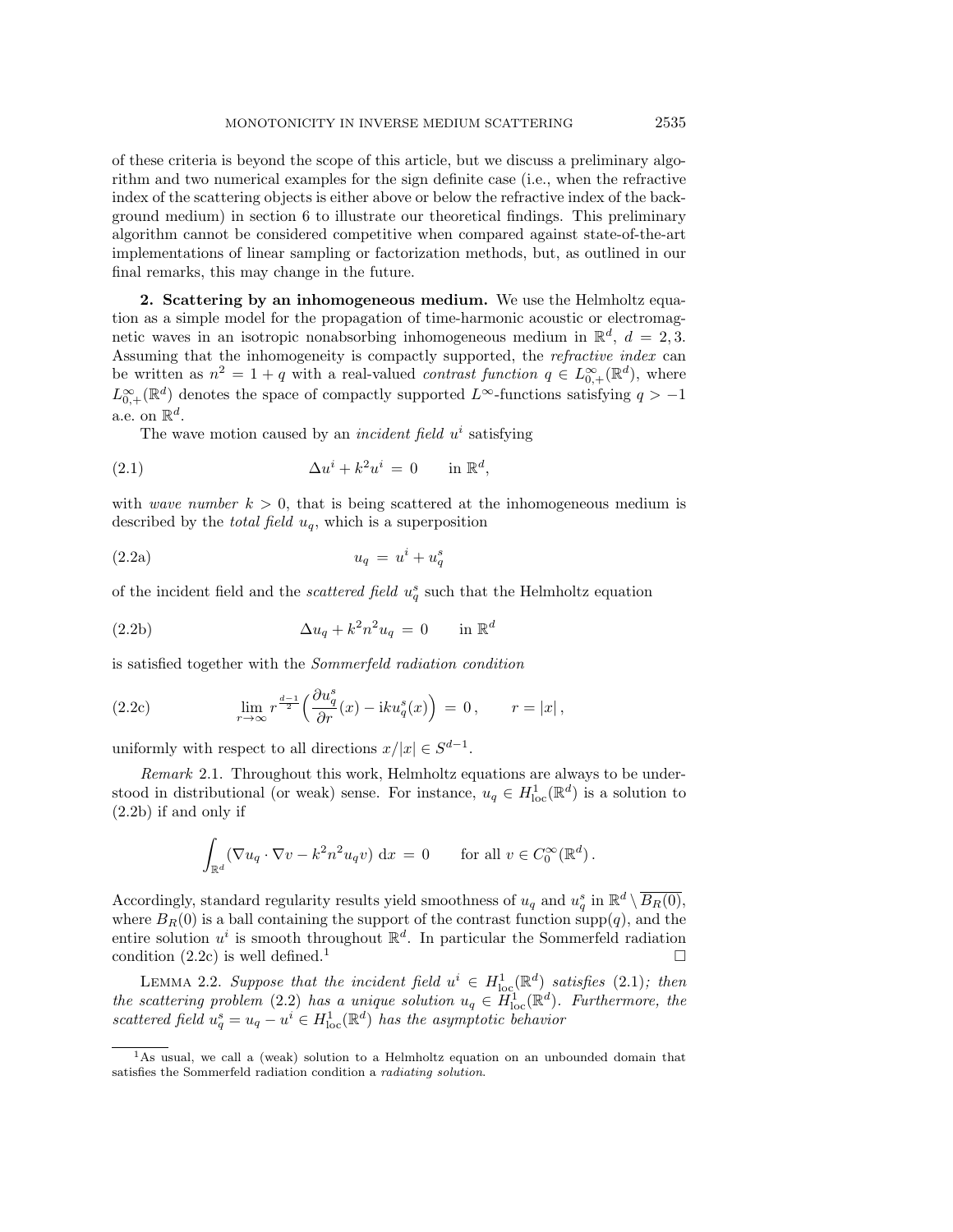of these criteria is beyond the scope of this article, but we discuss a preliminary algorithm and two numerical examples for the sign definite case (i.e., when the refractive index of the scattering objects is either above or below the refractive index of the background medium) in section 6 to illustrate our theoretical findings. This preliminary algorithm cannot be considered competitive when compared against state-of-the-art implementations of linear sampling or factorization methods, but, as outlined in our final remarks, this may change in the future.

## 2. Scattering by an inhomogeneous medium.

We use the Helmholtz equation as a simple model for the propagation of time-harmonic acoustic or electromagnetic waves in an isotropic nonabsorbing inhomogeneous medium in $\mathbb{R}^d$, $d = 2, 3$. Assuming that the inhomogeneity is compactly supported, the *refractive index* can be written as $n^2 = 1 + q$ with a real-valued *contrast function* $q \in L^\infty_{0,+}(\mathbb{R}^d)$, where $L^\infty_{0,+}(\mathbb{R}^d)$ denotes the space of compactly supported $L^\infty$-functions satisfying $q > -1$ a.e. on $\mathbb{R}^d$.

The wave motion caused by an *incident field* $u^i$ satisfying

$$\Delta u^i + k^2 u^i = 0 \qquad \text{in } \mathbb{R}^d, \tag{2.1}$$

with *wave number* $k > 0$, that is being scattered at the inhomogeneous medium is described by the *total field* $u_q$, which is a superposition

$$u_q = u^i + u_q^s \tag{2.2a}$$

of the incident field and the *scattered field* $u_q^s$ such that the Helmholtz equation

$$\Delta u_q + k^2 n^2 u_q = 0 \qquad \text{in } \mathbb{R}^d \tag{2.2b}$$

is satisfied together with the *Sommerfeld radiation condition*

$$\lim_{r\to\infty} r^{\frac{d-1}{2}} \Big( \frac{\partial u_q^s}{\partial r}(x) - \mathrm{i}k u_q^s(x) \Big) = 0 \,, \qquad r = |x| \,, \tag{2.2c}$$

uniformly with respect to all directions $x/|x| \in S^{d-1}$.

*Remark* 2.1. Throughout this work, Helmholtz equations are always to be understood in distributional (or weak) sense. For instance, $u_q \in H^1_{\mathrm{loc}}(\mathbb{R}^d)$ is a solution to (2.2b) if and only if

$$\int_{\mathbb{R}^d} (\nabla u_q \cdot \nabla v - k^2 n^2 u_q v) \,\mathrm{d}x = 0 \qquad \text{for all } v \in C_0^\infty(\mathbb{R}^d) \,.$$

Accordingly, standard regularity results yield smoothness of $u_q$ and $u_q^s$ in $\mathbb{R}^d \setminus \overline{B_R(0)}$, where $B_R(0)$ is a ball containing the support of the contrast function $\mathrm{supp}(q)$, and the entire solution $u^i$ is smooth throughout $\mathbb{R}^d$. In particular the Sommerfeld radiation condition (2.2c) is well defined.[1] $\square$

LEMMA 2.2. *Suppose that the incident field $u^i \in H^1_{\mathrm{loc}}(\mathbb{R}^d)$ satisfies (2.1); then the scattering problem (2.2) has a unique solution $u_q \in H^1_{\mathrm{loc}}(\mathbb{R}^d)$. Furthermore, the scattered field $u_q^s = u_q - u^i \in H^1_{\mathrm{loc}}(\mathbb{R}^d)$ has the asymptotic behavior*

---

[1] As usual, we call a (weak) solution to a Helmholtz equation on an unbounded domain that satisfies the Sommerfeld radiation condition a *radiating solution*.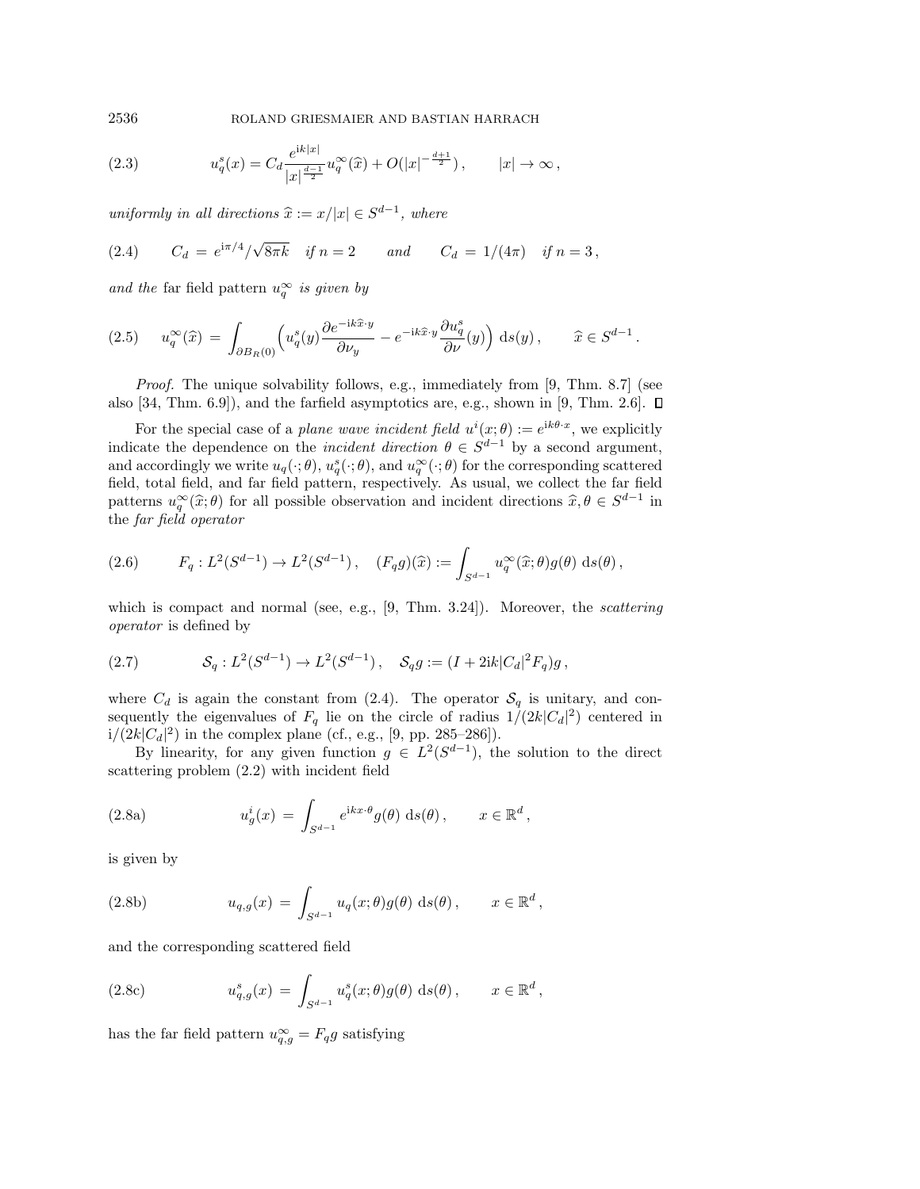$$
u_q^s(x) = C_d \frac{e^{\mathrm{i}k|x|}}{|x|^{\frac{d-1}{2}}} u_q^\infty(\widehat{x}) + O(|x|^{-\frac{d+1}{2}})\,, \qquad |x| \to \infty\,, \tag{2.3}
$$

*uniformly in all directions* $\widehat{x} := x/|x| \in S^{d-1}$, *where*

$$
C_d \,=\, e^{\mathrm{i}\pi/4}/\sqrt{8\pi k} \quad \text{if } n = 2 \qquad \text{and} \qquad C_d \,=\, 1/(4\pi) \quad \text{if } n = 3\,, \tag{2.4}
$$

*and the* far field pattern $u_q^\infty$ *is given by*

$$
u_q^\infty(\widehat{x}) \,=\, \int_{\partial B_R(0)} \Big( u_q^s(y) \frac{\partial e^{-\mathrm{i}k\widehat{x}\cdot y}}{\partial \nu_y} - e^{-\mathrm{i}k\widehat{x}\cdot y} \frac{\partial u_q^s}{\partial \nu}(y) \Big) \,\mathrm{d}s(y)\,, \qquad \widehat{x} \in S^{d-1}\,. \tag{2.5}
$$

*Proof.* The unique solvability follows, e.g., immediately from [9, Thm. 8.7] (see also [34, Thm. 6.9]), and the farfield asymptotics are, e.g., shown in [9, Thm. 2.6]. $\square$

For the special case of a *plane wave incident field* $u^i(x;\theta) := e^{\mathrm{i}k\theta\cdot x}$, we explicitly indicate the dependence on the *incident direction* $\theta \in S^{d-1}$ by a second argument, and accordingly we write $u_q(\cdot;\theta)$, $u_q^s(\cdot;\theta)$, and $u_q^\infty(\cdot;\theta)$ for the corresponding scattered field, total field, and far field pattern, respectively. As usual, we collect the far field patterns $u_q^\infty(\widehat{x};\theta)$ for all possible observation and incident directions $\widehat{x}, \theta \in S^{d-1}$ in the *far field operator*

$$
F_q : L^2(S^{d-1}) \to L^2(S^{d-1})\,, \quad (F_q g)(\widehat{x}) := \int_{S^{d-1}} u_q^\infty(\widehat{x};\theta) g(\theta) \,\mathrm{d}s(\theta)\,, \tag{2.6}
$$

which is compact and normal (see, e.g., [9, Thm. 3.24]). Moreover, the *scattering operator* is defined by

$$
\mathcal{S}_q : L^2(S^{d-1}) \to L^2(S^{d-1})\,, \quad \mathcal{S}_q g := (I + 2\mathrm{i}k|C_d|^2 F_q) g\,, \tag{2.7}
$$

where $C_d$ is again the constant from (2.4). The operator $\mathcal{S}_q$ is unitary, and consequently the eigenvalues of $F_q$ lie on the circle of radius $1/(2k|C_d|^2)$ centered in $\mathrm{i}/(2k|C_d|^2)$ in the complex plane (cf., e.g., [9, pp. 285–286]).

By linearity, for any given function $g \in L^2(S^{d-1})$, the solution to the direct scattering problem (2.2) with incident field

$$
u_g^i(x) \,=\, \int_{S^{d-1}} e^{\mathrm{i}kx\cdot\theta} g(\theta) \,\mathrm{d}s(\theta)\,, \qquad x \in \mathbb{R}^d\,, \tag{2.8a}
$$

is given by

$$
u_{q,g}(x) \,=\, \int_{S^{d-1}} u_q(x;\theta) g(\theta) \,\mathrm{d}s(\theta)\,, \qquad x \in \mathbb{R}^d\,, \tag{2.8b}
$$

and the corresponding scattered field

$$
u_{q,g}^s(x) \,=\, \int_{S^{d-1}} u_q^s(x;\theta) g(\theta) \,\mathrm{d}s(\theta)\,, \qquad x \in \mathbb{R}^d\,, \tag{2.8c}
$$

has the far field pattern $u_{q,g}^\infty = F_q g$ satisfying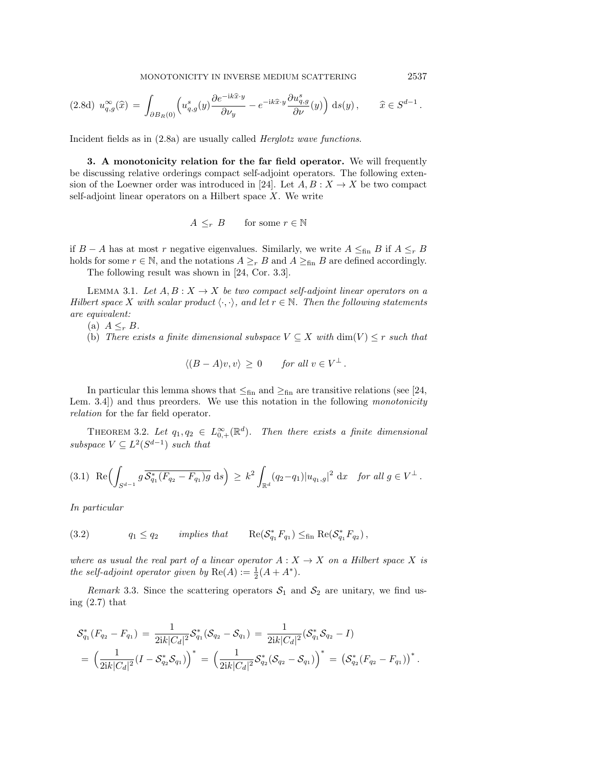$$
\text{(2.8d)}\quad u_{q,g}^\infty(\widehat{x}) \;=\; \int_{\partial B_R(0)} \Bigl( u_{q,g}^s(y) \frac{\partial e^{-\mathrm{i}k\widehat{x}\cdot y}}{\partial \nu_y} - e^{-\mathrm{i}k\widehat{x}\cdot y} \frac{\partial u_{q,g}^s}{\partial \nu}(y) \Bigr) \,\mathrm{d}s(y)\,, \qquad \widehat{x} \in S^{d-1}\,.
$$

Incident fields as in (2.8a) are usually called *Herglotz wave functions*.

## 3. A monotonicity relation for the far field operator.

We will frequently be discussing relative orderings compact self-adjoint operators. The following extension of the Loewner order was introduced in [24]. Let $A, B : X \to X$ be two compact self-adjoint linear operators on a Hilbert space $X$. We write

$$
A \;\leq_r\; B \qquad \text{for some } r \in \mathbb{N}
$$

if $B - A$ has at most $r$ negative eigenvalues. Similarly, we write $A \leq_{\mathrm{fin}} B$ if $A \leq_r B$ holds for some $r \in \mathbb{N}$, and the notations $A \geq_r B$ and $A \geq_{\mathrm{fin}} B$ are defined accordingly.

The following result was shown in [24, Cor. 3.3].

**Lemma 3.1.** *Let $A, B : X \to X$ be two compact self-adjoint linear operators on a Hilbert space $X$ with scalar product $\langle \cdot, \cdot \rangle$, and let $r \in \mathbb{N}$. Then the following statements are equivalent:*

(a) *$A \leq_r B$.*

(b) *There exists a finite dimensional subspace $V \subseteq X$ with $\dim(V) \leq r$ such that*

$$
\langle (B - A)v, v \rangle \;\geq\; 0 \qquad \textit{for all } v \in V^\perp\,.
$$

In particular this lemma shows that $\leq_{\mathrm{fin}}$ and $\geq_{\mathrm{fin}}$ are transitive relations (see [24, Lem. 3.4]) and thus preorders. We use this notation in the following *monotonicity relation* for the far field operator.

**Theorem 3.2.** *Let $q_1, q_2 \in L^\infty_{0,+}(\mathbb{R}^d)$. Then there exists a finite dimensional subspace $V \subseteq L^2(S^{d-1})$ such that*

$$
\text{(3.1)}\quad \mathrm{Re}\Bigl( \int_{S^{d-1}} g\, \overline{\mathcal{S}_{q_1}^*(F_{q_2} - F_{q_1}) g} \,\mathrm{d}s \Bigr) \;\geq\; k^2 \int_{\mathbb{R}^d} (q_2 - q_1) |u_{q_1,g}|^2 \,\mathrm{d}x \quad \textit{for all } g \in V^\perp\,.
$$

*In particular*

$$
\text{(3.2)}\qquad q_1 \leq q_2 \qquad \textit{implies that} \qquad \mathrm{Re}(\mathcal{S}_{q_1}^* F_{q_1}) \leq_{\mathrm{fin}} \mathrm{Re}(\mathcal{S}_{q_1}^* F_{q_2})\,,
$$

*where as usual the real part of a linear operator $A : X \to X$ on a Hilbert space $X$ is the self-adjoint operator given by $\mathrm{Re}(A) := \frac{1}{2}(A + A^*)$.*

*Remark* 3.3. Since the scattering operators $\mathcal{S}_1$ and $\mathcal{S}_2$ are unitary, we find using (2.7) that

$$
\begin{aligned}
\mathcal{S}_{q_1}^*(F_{q_2} - F_{q_1}) \;&=\; \frac{1}{2\mathrm{i}k|C_d|^2} \mathcal{S}_{q_1}^*(\mathcal{S}_{q_2} - \mathcal{S}_{q_1}) \;=\; \frac{1}{2\mathrm{i}k|C_d|^2} (\mathcal{S}_{q_1}^* \mathcal{S}_{q_2} - I) \\
&=\; \Bigl( \frac{1}{2\mathrm{i}k|C_d|^2} (I - \mathcal{S}_{q_2}^* \mathcal{S}_{q_1}) \Bigr)^* \;=\; \Bigl( \frac{1}{2\mathrm{i}k|C_d|^2} \mathcal{S}_{q_2}^* (\mathcal{S}_{q_2} - \mathcal{S}_{q_1}) \Bigr)^* \;=\; \bigl( \mathcal{S}_{q_2}^* (F_{q_2} - F_{q_1}) \bigr)^*\,.
\end{aligned}
$$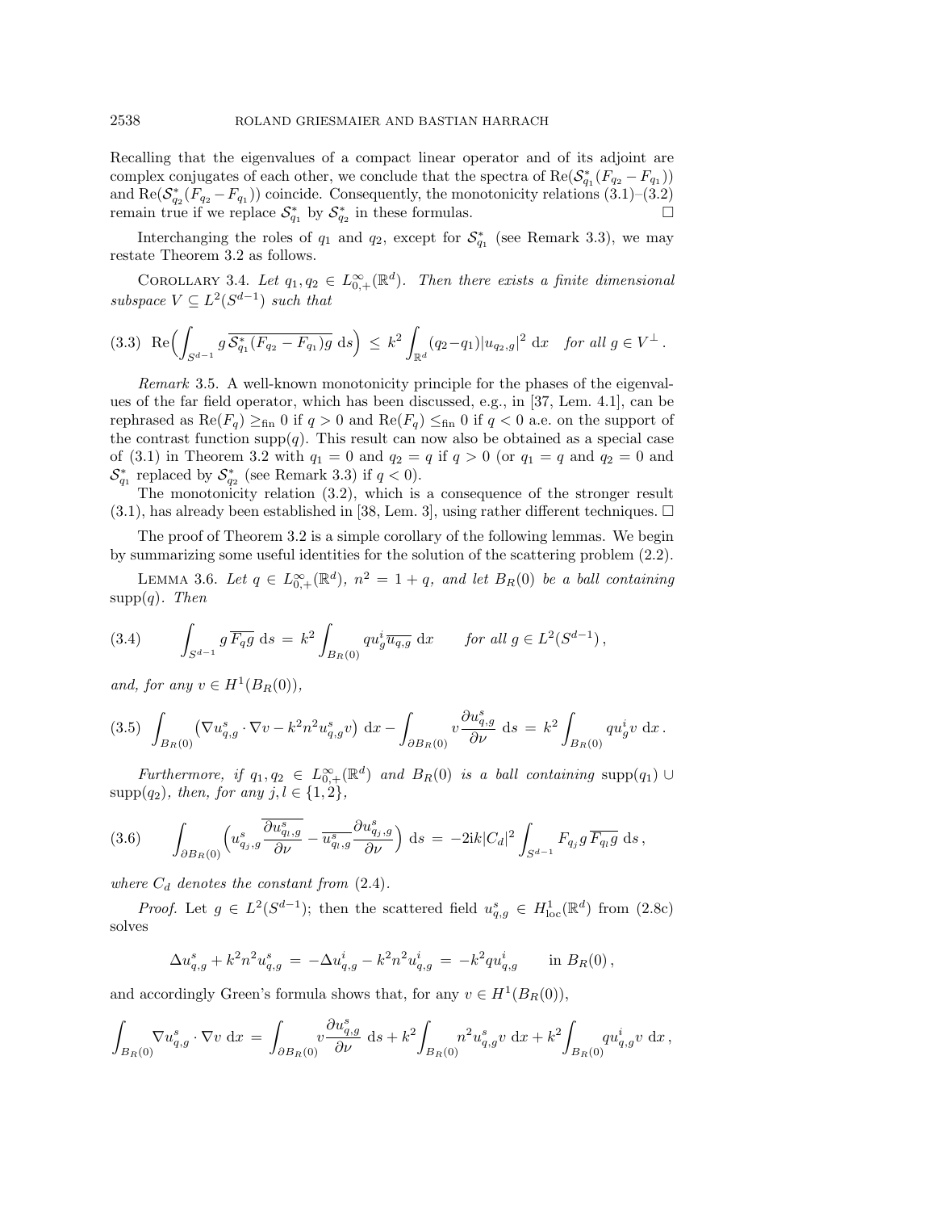Recalling that the eigenvalues of a compact linear operator and of its adjoint are complex conjugates of each other, we conclude that the spectra of $\mathrm{Re}(\mathcal{S}_{q_1}^*(F_{q_2}-F_{q_1}))$ and $\mathrm{Re}(\mathcal{S}_{q_2}^*(F_{q_2}-F_{q_1}))$ coincide. Consequently, the monotonicity relations (3.1)–(3.2) remain true if we replace $\mathcal{S}_{q_1}^*$ by $\mathcal{S}_{q_2}^*$ in these formulas. $\square$

Interchanging the roles of $q_1$ and $q_2$, except for $\mathcal{S}_{q_1}^*$ (see Remark 3.3), we may restate Theorem 3.2 as follows.

COROLLARY 3.4. *Let $q_1, q_2 \in L^\infty_{0,+}(\mathbb{R}^d)$. Then there exists a finite dimensional subspace $V \subseteq L^2(S^{d-1})$ such that*

$$
(3.3)\quad \mathrm{Re}\Big(\int_{S^{d-1}} g\,\overline{\mathcal{S}_{q_1}^*(F_{q_2}-F_{q_1})g}\,\mathrm{d}s\Big) \;\le\; k^2\int_{\mathbb{R}^d}(q_2-q_1)|u_{q_2,g}|^2\,\mathrm{d}x \quad \text{for all } g\in V^\perp\,.
$$

*Remark* 3.5. A well-known monotonicity principle for the phases of the eigenvalues of the far field operator, which has been discussed, e.g., in [37, Lem. 4.1], can be rephrased as $\mathrm{Re}(F_q)\geq_{\mathrm{fin}} 0$ if $q>0$ and $\mathrm{Re}(F_q)\leq_{\mathrm{fin}} 0$ if $q<0$ a.e. on the support of the contrast function $\mathrm{supp}(q)$. This result can now also be obtained as a special case of (3.1) in Theorem 3.2 with $q_1=0$ and $q_2=q$ if $q>0$ (or $q_1=q$ and $q_2=0$ and $\mathcal{S}_{q_1}^*$ replaced by $\mathcal{S}_{q_2}^*$ (see Remark 3.3) if $q<0$).

The monotonicity relation (3.2), which is a consequence of the stronger result (3.1), has already been established in [38, Lem. 3], using rather different techniques. $\square$

The proof of Theorem 3.2 is a simple corollary of the following lemmas. We begin by summarizing some useful identities for the solution of the scattering problem (2.2).

LEMMA 3.6. *Let $q\in L^\infty_{0,+}(\mathbb{R}^d)$, $n^2=1+q$, and let $B_R(0)$ be a ball containing $\mathrm{supp}(q)$. Then*

$$
(3.4)\qquad \int_{S^{d-1}} g\,\overline{F_q g}\,\mathrm{d}s \;=\; k^2\int_{B_R(0)} q u_g^i\,\overline{u_{q,g}}\,\mathrm{d}x \qquad \text{for all } g\in L^2(S^{d-1})\,,
$$

*and, for any $v\in H^1(B_R(0))$,*

$$
(3.5)\quad \int_{B_R(0)}\big(\nabla u_{q,g}^s\cdot\nabla v - k^2n^2u_{q,g}^s v\big)\,\mathrm{d}x - \int_{\partial B_R(0)} v\frac{\partial u_{q,g}^s}{\partial\nu}\,\mathrm{d}s \;=\; k^2\int_{B_R(0)} q u_g^i v\,\mathrm{d}x\,.
$$

*Furthermore, if $q_1,q_2\in L^\infty_{0,+}(\mathbb{R}^d)$ and $B_R(0)$ is a ball containing $\mathrm{supp}(q_1)\cup\mathrm{supp}(q_2)$, then, for any $j,l\in\{1,2\}$,*

$$
(3.6)\qquad \int_{\partial B_R(0)}\Big(u_{q_j,g}^s\frac{\overline{\partial u_{q_l,g}^s}}{\partial\nu} - \overline{u_{q_l,g}^s}\frac{\partial u_{q_j,g}^s}{\partial\nu}\Big)\,\mathrm{d}s \;=\; -2\mathrm{i}k|C_d|^2\int_{S^{d-1}} F_{q_j}g\,\overline{F_{q_l}g}\,\mathrm{d}s\,,
$$

*where $C_d$ denotes the constant from (2.4).*

*Proof.* Let $g\in L^2(S^{d-1})$; then the scattered field $u_{q,g}^s\in H^1_{\mathrm{loc}}(\mathbb{R}^d)$ from (2.8c) solves

$$
\Delta u_{q,g}^s + k^2n^2u_{q,g}^s \;=\; -\Delta u_{q,g}^i - k^2n^2u_{q,g}^i \;=\; -k^2qu_{q,g}^i \qquad \text{in } B_R(0)\,,
$$

and accordingly Green's formula shows that, for any $v\in H^1(B_R(0))$,

$$
\int_{B_R(0)}\nabla u_{q,g}^s\cdot\nabla v\,\mathrm{d}x \;=\; \int_{\partial B_R(0)} v\frac{\partial u_{q,g}^s}{\partial\nu}\,\mathrm{d}s + k^2\int_{B_R(0)} n^2u_{q,g}^s v\,\mathrm{d}x + k^2\int_{B_R(0)} qu_{q,g}^i v\,\mathrm{d}x\,,
$$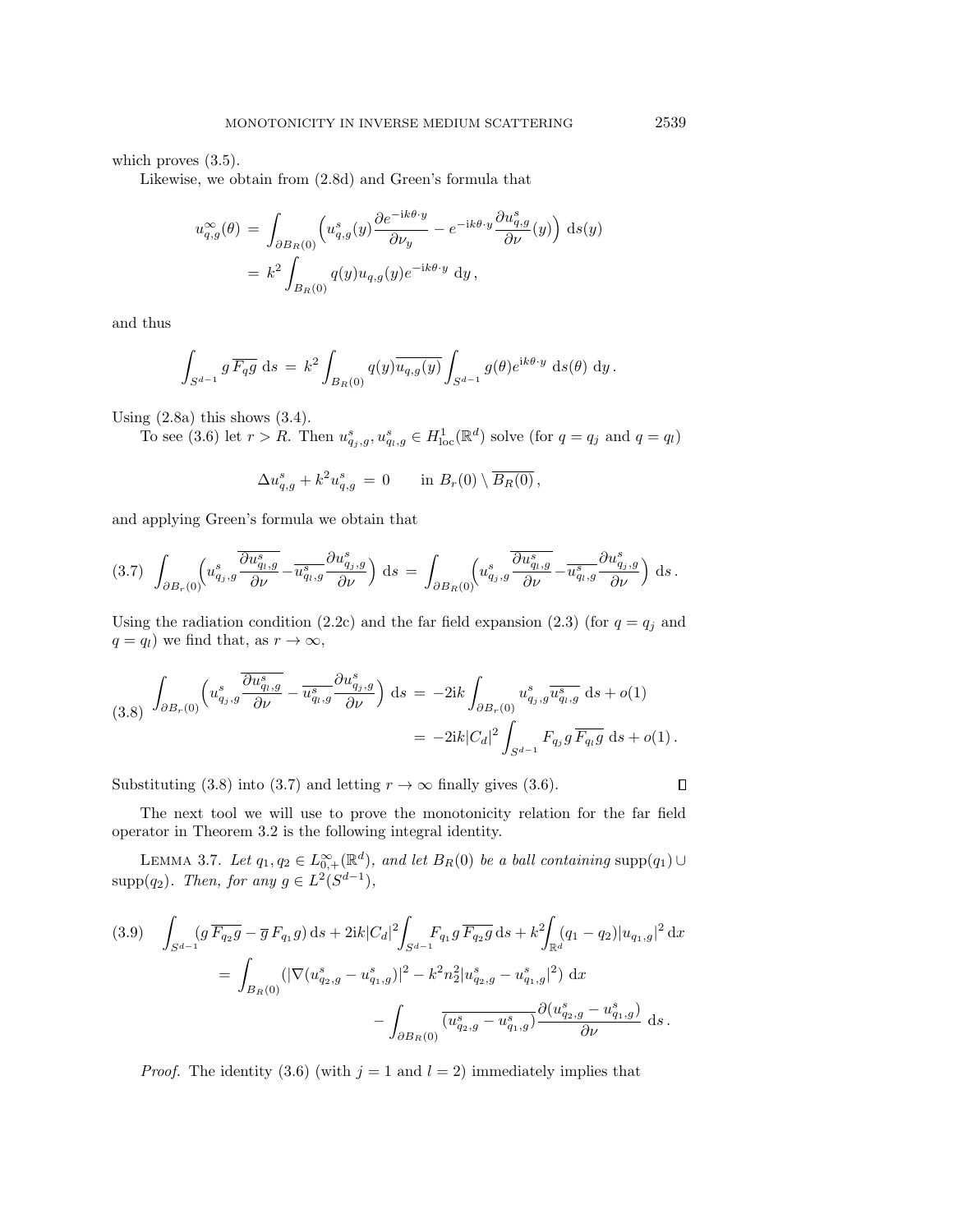which proves (3.5).

Likewise, we obtain from (2.8d) and Green's formula that

$$
\begin{aligned}
u^\infty_{q,g}(\theta) &= \int_{\partial B_R(0)} \Big( u^s_{q,g}(y) \frac{\partial e^{-\mathrm{i}k\theta\cdot y}}{\partial \nu_y} - e^{-\mathrm{i}k\theta\cdot y} \frac{\partial u^s_{q,g}}{\partial \nu}(y) \Big) \,\mathrm{d}s(y) \\
&= k^2 \int_{B_R(0)} q(y) u_{q,g}(y) e^{-\mathrm{i}k\theta\cdot y} \,\mathrm{d}y\,,
\end{aligned}
$$

and thus

$$
\int_{S^{d-1}} g\, \overline{F_q g} \,\mathrm{d}s \;=\; k^2 \int_{B_R(0)} q(y) \overline{u_{q,g}(y)} \int_{S^{d-1}} g(\theta) e^{\mathrm{i}k\theta\cdot y} \,\mathrm{d}s(\theta)\,\mathrm{d}y\,.
$$

Using (2.8a) this shows (3.4).

To see (3.6) let $r > R$. Then $u^s_{q_j,g}, u^s_{q_l,g} \in H^1_{\mathrm{loc}}(\mathbb{R}^d)$ solve (for $q = q_j$ and $q = q_l$)

$$
\Delta u^s_{q,g} + k^2 u^s_{q,g} \;=\; 0 \qquad \text{in } B_r(0) \setminus \overline{B_R(0)}\,,
$$

and applying Green's formula we obtain that

$$
(3.7) \quad \int_{\partial B_r(0)} \Big( u^s_{q_j,g} \frac{\partial \overline{u^s_{q_l,g}}}{\partial \nu} - \overline{u^s_{q_l,g}} \frac{\partial u^s_{q_j,g}}{\partial \nu} \Big) \,\mathrm{d}s \;=\; \int_{\partial B_R(0)} \Big( u^s_{q_j,g} \frac{\partial \overline{u^s_{q_l,g}}}{\partial \nu} - \overline{u^s_{q_l,g}} \frac{\partial u^s_{q_j,g}}{\partial \nu} \Big) \,\mathrm{d}s\,.
$$

Using the radiation condition (2.2c) and the far field expansion (2.3) (for $q = q_j$ and $q = q_l$) we find that, as $r \to \infty$,

$$
(3.8) \quad
\begin{aligned}
\int_{\partial B_r(0)} \Big( u^s_{q_j,g} \frac{\partial \overline{u^s_{q_l,g}}}{\partial \nu} - \overline{u^s_{q_l,g}} \frac{\partial u^s_{q_j,g}}{\partial \nu} \Big) \,\mathrm{d}s \;&=\; -2\mathrm{i}k \int_{\partial B_r(0)} u^s_{q_j,g} \overline{u^s_{q_l,g}} \,\mathrm{d}s + o(1) \\
&=\; -2\mathrm{i}k |C_d|^2 \int_{S^{d-1}} F_{q_j} g\, \overline{F_{q_l} g} \,\mathrm{d}s + o(1)\,.
\end{aligned}
$$

Substituting (3.8) into (3.7) and letting $r \to \infty$ finally gives (3.6). ∎

The next tool we will use to prove the monotonicity relation for the far field operator in Theorem 3.2 is the following integral identity.

LEMMA 3.7. *Let $q_1, q_2 \in L^\infty_{0,+}(\mathbb{R}^d)$, and let $B_R(0)$ be a ball containing* $\mathrm{supp}(q_1) \cup \mathrm{supp}(q_2)$. *Then, for any $g \in L^2(S^{d-1})$,*

$$
(3.9) \quad
\begin{aligned}
\int_{S^{d-1}} (g\, \overline{F_{q_2} g} - \overline{g}\, F_{q_1} g) \,\mathrm{d}s + 2\mathrm{i}k |C_d|^2 \int_{S^{d-1}} F_{q_1} g\, \overline{F_{q_2} g} \,\mathrm{d}s + k^2 \int_{\mathbb{R}^d} (q_1 - q_2) |u_{q_1,g}|^2 \,\mathrm{d}x \\
= \int_{B_R(0)} (|\nabla (u^s_{q_2,g} - u^s_{q_1,g})|^2 - k^2 n_2^2 |u^s_{q_2,g} - u^s_{q_1,g}|^2) \,\mathrm{d}x \\
- \int_{\partial B_R(0)} \overline{(u^s_{q_2,g} - u^s_{q_1,g})} \frac{\partial (u^s_{q_2,g} - u^s_{q_1,g})}{\partial \nu} \,\mathrm{d}s\,.
\end{aligned}
$$

*Proof.* The identity (3.6) (with $j = 1$ and $l = 2$) immediately implies that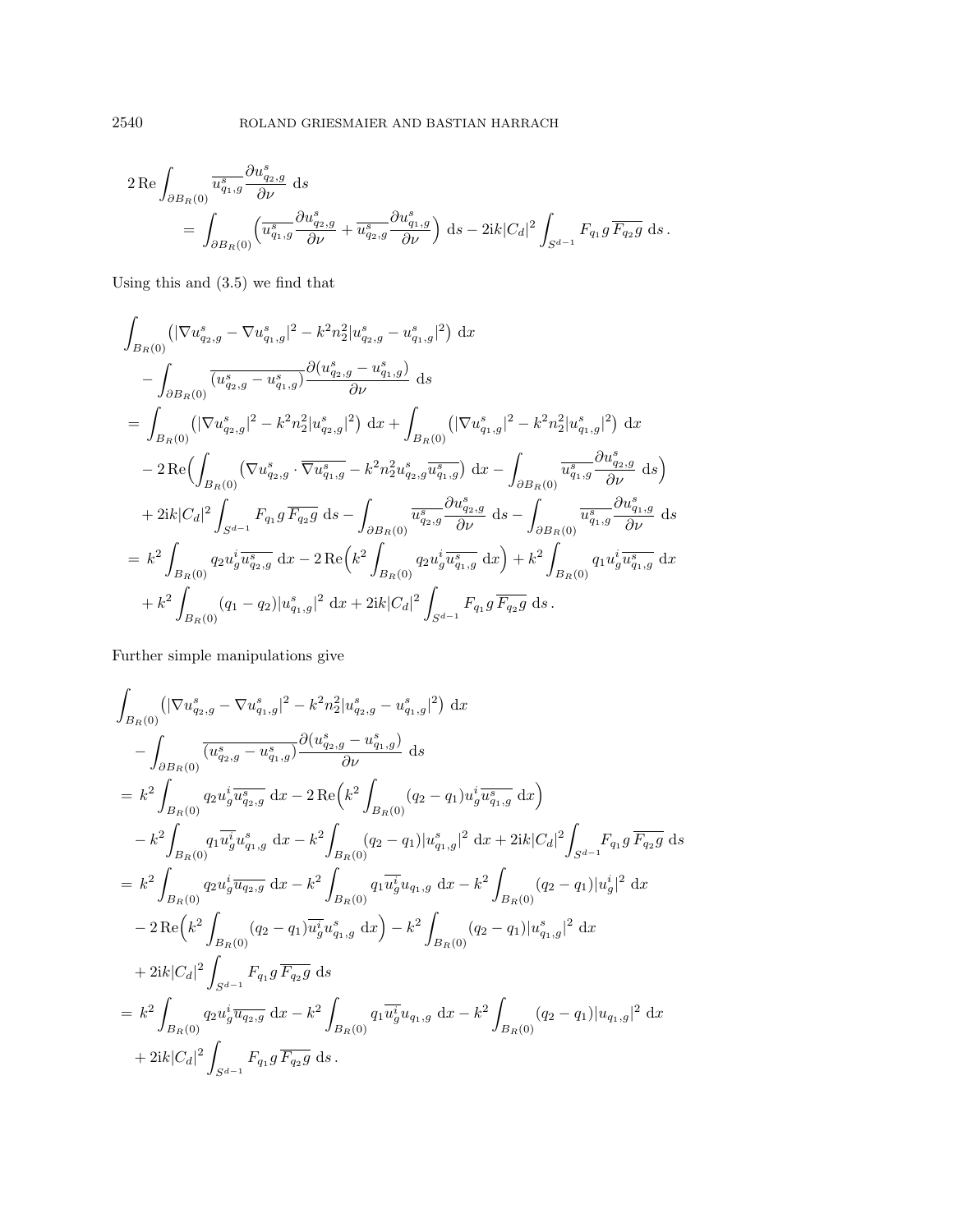$$
\begin{aligned}
&2\,\mathrm{Re}\int_{\partial B_R(0)} \overline{u^s_{q_1,g}}\frac{\partial u^s_{q_2,g}}{\partial\nu}\,\mathrm{d}s\\
&\qquad= \int_{\partial B_R(0)} \Big(\overline{u^s_{q_1,g}}\frac{\partial u^s_{q_2,g}}{\partial\nu} + \overline{u^s_{q_2,g}}\frac{\partial u^s_{q_1,g}}{\partial\nu}\Big)\,\mathrm{d}s - 2\mathrm{i}k|C_d|^2\int_{S^{d-1}} F_{q_1}g\,\overline{F_{q_2}g}\,\mathrm{d}s\,.
\end{aligned}
$$

Using this and (3.5) we find that

$$
\begin{aligned}
&\int_{B_R(0)} \big(|\nabla u^s_{q_2,g} - \nabla u^s_{q_1,g}|^2 - k^2n_2^2|u^s_{q_2,g}-u^s_{q_1,g}|^2\big)\,\mathrm{d}x\\
&\quad - \int_{\partial B_R(0)} \overline{(u^s_{q_2,g}-u^s_{q_1,g})}\frac{\partial (u^s_{q_2,g}-u^s_{q_1,g})}{\partial\nu}\,\mathrm{d}s\\
&= \int_{B_R(0)} \big(|\nabla u^s_{q_2,g}|^2 - k^2n_2^2|u^s_{q_2,g}|^2\big)\,\mathrm{d}x + \int_{B_R(0)} \big(|\nabla u^s_{q_1,g}|^2 - k^2n_2^2|u^s_{q_1,g}|^2\big)\,\mathrm{d}x\\
&\quad - 2\,\mathrm{Re}\Big(\int_{B_R(0)} \big(\nabla u^s_{q_2,g}\cdot\overline{\nabla u^s_{q_1,g}} - k^2n_2^2u^s_{q_2,g}\overline{u^s_{q_1,g}}\big)\,\mathrm{d}x - \int_{\partial B_R(0)} \overline{u^s_{q_1,g}}\frac{\partial u^s_{q_2,g}}{\partial\nu}\,\mathrm{d}s\Big)\\
&\quad + 2\mathrm{i}k|C_d|^2\int_{S^{d-1}} F_{q_1}g\,\overline{F_{q_2}g}\,\mathrm{d}s - \int_{\partial B_R(0)} \overline{u^s_{q_2,g}}\frac{\partial u^s_{q_2,g}}{\partial\nu}\,\mathrm{d}s - \int_{\partial B_R(0)} \overline{u^s_{q_1,g}}\frac{\partial u^s_{q_1,g}}{\partial\nu}\,\mathrm{d}s\\
&= k^2\int_{B_R(0)} q_2u^i_g\overline{u^s_{q_2,g}}\,\mathrm{d}x - 2\,\mathrm{Re}\Big(k^2\int_{B_R(0)} q_2u^i_g\overline{u^s_{q_1,g}}\,\mathrm{d}x\Big) + k^2\int_{B_R(0)} q_1u^i_g\overline{u^s_{q_1,g}}\,\mathrm{d}x\\
&\quad + k^2\int_{B_R(0)} (q_1-q_2)|u^s_{q_1,g}|^2\,\mathrm{d}x + 2\mathrm{i}k|C_d|^2\int_{S^{d-1}} F_{q_1}g\,\overline{F_{q_2}g}\,\mathrm{d}s\,.
\end{aligned}
$$

Further simple manipulations give

$$
\begin{aligned}
&\int_{B_R(0)} \big(|\nabla u^s_{q_2,g} - \nabla u^s_{q_1,g}|^2 - k^2n_2^2|u^s_{q_2,g}-u^s_{q_1,g}|^2\big)\,\mathrm{d}x\\
&\quad - \int_{\partial B_R(0)} \overline{(u^s_{q_2,g}-u^s_{q_1,g})}\frac{\partial (u^s_{q_2,g}-u^s_{q_1,g})}{\partial\nu}\,\mathrm{d}s\\
&= k^2\int_{B_R(0)} q_2u^i_g\overline{u^s_{q_2,g}}\,\mathrm{d}x - 2\,\mathrm{Re}\Big(k^2\int_{B_R(0)} (q_2-q_1)u^i_g\overline{u^s_{q_1,g}}\,\mathrm{d}x\Big)\\
&\quad - k^2\int_{B_R(0)} q_1\overline{u^i_g}u^s_{q_1,g}\,\mathrm{d}x - k^2\int_{B_R(0)} (q_2-q_1)|u^s_{q_1,g}|^2\,\mathrm{d}x + 2\mathrm{i}k|C_d|^2\int_{S^{d-1}} F_{q_1}g\,\overline{F_{q_2}g}\,\mathrm{d}s\\
&= k^2\int_{B_R(0)} q_2u^i_g\overline{u_{q_2,g}}\,\mathrm{d}x - k^2\int_{B_R(0)} q_1\overline{u^i_g}u_{q_1,g}\,\mathrm{d}x - k^2\int_{B_R(0)} (q_2-q_1)|u^i_g|^2\,\mathrm{d}x\\
&\quad - 2\,\mathrm{Re}\Big(k^2\int_{B_R(0)} (q_2-q_1)\overline{u^i_g}u^s_{q_1,g}\,\mathrm{d}x\Big) - k^2\int_{B_R(0)} (q_2-q_1)|u^s_{q_1,g}|^2\,\mathrm{d}x\\
&\quad + 2\mathrm{i}k|C_d|^2\int_{S^{d-1}} F_{q_1}g\,\overline{F_{q_2}g}\,\mathrm{d}s\\
&= k^2\int_{B_R(0)} q_2u^i_g\overline{u_{q_2,g}}\,\mathrm{d}x - k^2\int_{B_R(0)} q_1\overline{u^i_g}u_{q_1,g}\,\mathrm{d}x - k^2\int_{B_R(0)} (q_2-q_1)|u_{q_1,g}|^2\,\mathrm{d}x\\
&\quad + 2\mathrm{i}k|C_d|^2\int_{S^{d-1}} F_{q_1}g\,\overline{F_{q_2}g}\,\mathrm{d}s\,.
\end{aligned}
$$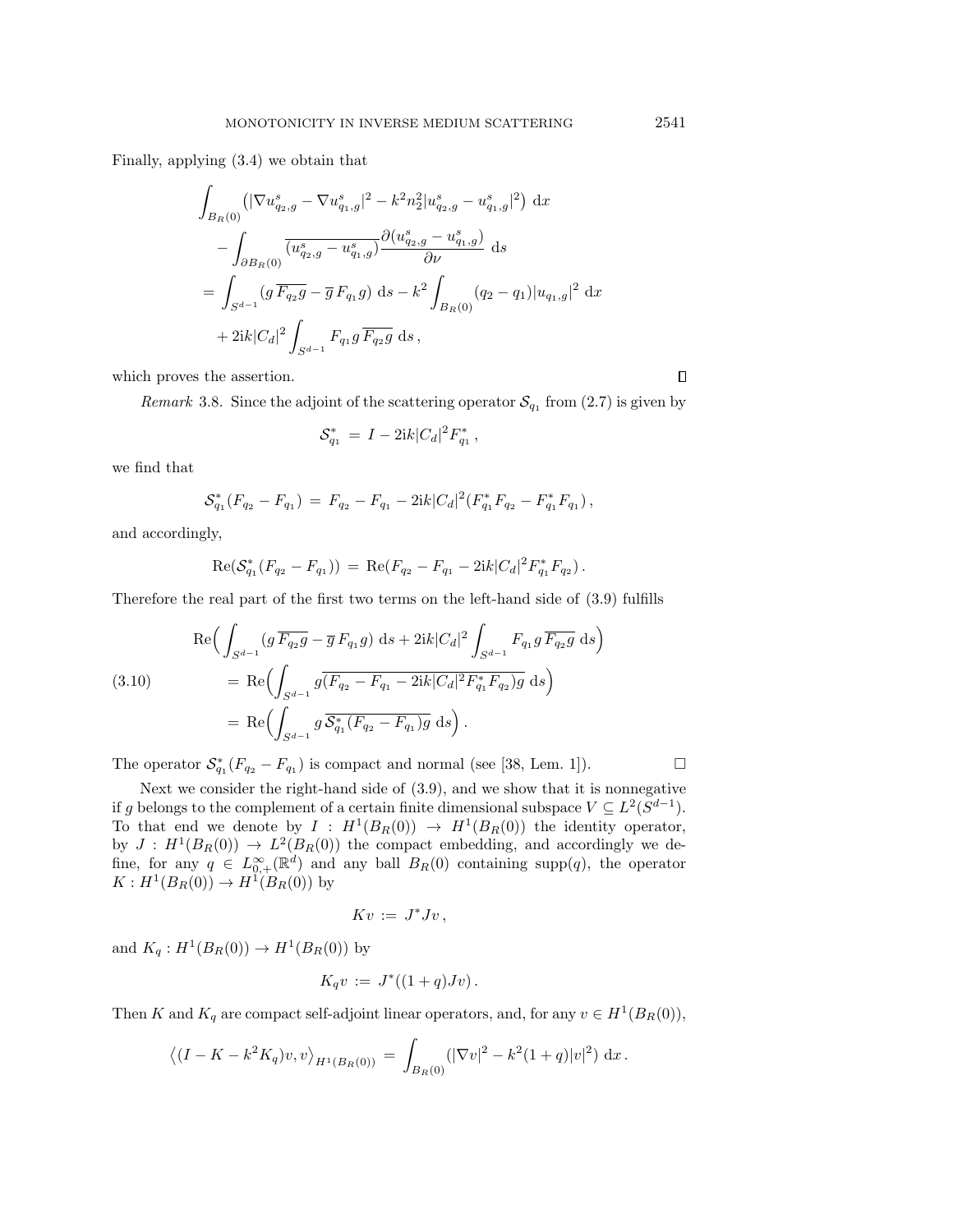Finally, applying (3.4) we obtain that

$$
\begin{aligned}
&\int_{B_R(0)} \big( |\nabla u^s_{q_2,g} - \nabla u^s_{q_1,g}|^2 - k^2 n_2^2 |u^s_{q_2,g} - u^s_{q_1,g}|^2 \big) \,\mathrm{d}x \\
&\quad - \int_{\partial B_R(0)} \overline{(u^s_{q_2,g} - u^s_{q_1,g})} \frac{\partial (u^s_{q_2,g} - u^s_{q_1,g})}{\partial \nu} \,\mathrm{d}s \\
&= \int_{S^{d-1}} (g\, \overline{F_{q_2} g} - \overline{g}\, F_{q_1} g) \,\mathrm{d}s - k^2 \int_{B_R(0)} (q_2 - q_1) |u_{q_1,g}|^2 \,\mathrm{d}x \\
&\quad + 2\mathrm{i}k |C_d|^2 \int_{S^{d-1}} F_{q_1} g\, \overline{F_{q_2} g} \,\mathrm{d}s \,,
\end{aligned}
$$

which proves the assertion. ∎

*Remark* 3.8. Since the adjoint of the scattering operator $\mathcal{S}_{q_1}$ from (2.7) is given by

$$
\mathcal{S}^*_{q_1} \,=\, I - 2\mathrm{i}k|C_d|^2 F^*_{q_1} \,,
$$

we find that

$$
\mathcal{S}^*_{q_1}(F_{q_2} - F_{q_1}) \,=\, F_{q_2} - F_{q_1} - 2\mathrm{i}k|C_d|^2 (F^*_{q_1} F_{q_2} - F^*_{q_1} F_{q_1}) \,,
$$

and accordingly,

$$
\mathrm{Re}(\mathcal{S}^*_{q_1}(F_{q_2} - F_{q_1})) \,=\, \mathrm{Re}(F_{q_2} - F_{q_1} - 2\mathrm{i}k|C_d|^2 F^*_{q_1} F_{q_2}) \,.
$$

Therefore the real part of the first two terms on the left-hand side of (3.9) fulfills

$$
\begin{aligned}
&\mathrm{Re}\Big( \int_{S^{d-1}} (g\, \overline{F_{q_2} g} - \overline{g}\, F_{q_1} g) \,\mathrm{d}s + 2\mathrm{i}k|C_d|^2 \int_{S^{d-1}} F_{q_1} g\, \overline{F_{q_2} g} \,\mathrm{d}s \Big) \\
&\quad = \mathrm{Re}\Big( \int_{S^{d-1}} g \overline{(F_{q_2} - F_{q_1} - 2\mathrm{i}k|C_d|^2 F^*_{q_1} F_{q_2}) g} \,\mathrm{d}s \Big) \\
&\quad = \mathrm{Re}\Big( \int_{S^{d-1}} g\, \overline{\mathcal{S}^*_{q_1}(F_{q_2} - F_{q_1}) g} \,\mathrm{d}s \Big) \,.
\end{aligned} \tag{3.10}
$$

The operator $\mathcal{S}^*_{q_1}(F_{q_2} - F_{q_1})$ is compact and normal (see [38, Lem. 1]). □

Next we consider the right-hand side of (3.9), and we show that it is nonnegative if $g$ belongs to the complement of a certain finite dimensional subspace $V \subseteq L^2(S^{d-1})$. To that end we denote by $I : H^1(B_R(0)) \to H^1(B_R(0))$ the identity operator, by $J : H^1(B_R(0)) \to L^2(B_R(0))$ the compact embedding, and accordingly we define, for any $q \in L^\infty_{0,+}(\mathbb{R}^d)$ and any ball $B_R(0)$ containing $\mathrm{supp}(q)$, the operator $K : H^1(B_R(0)) \to H^1(B_R(0))$ by

$$
Kv \,:=\, J^* J v \,,
$$

and $K_q : H^1(B_R(0)) \to H^1(B_R(0))$ by

$$
K_q v \,:=\, J^*((1+q)Jv) \,.
$$

Then $K$ and $K_q$ are compact self-adjoint linear operators, and, for any $v \in H^1(B_R(0))$,

$$
\big\langle (I - K - k^2 K_q)v, v \big\rangle_{H^1(B_R(0))} \,=\, \int_{B_R(0)} (|\nabla v|^2 - k^2(1+q)|v|^2) \,\mathrm{d}x \,.
$$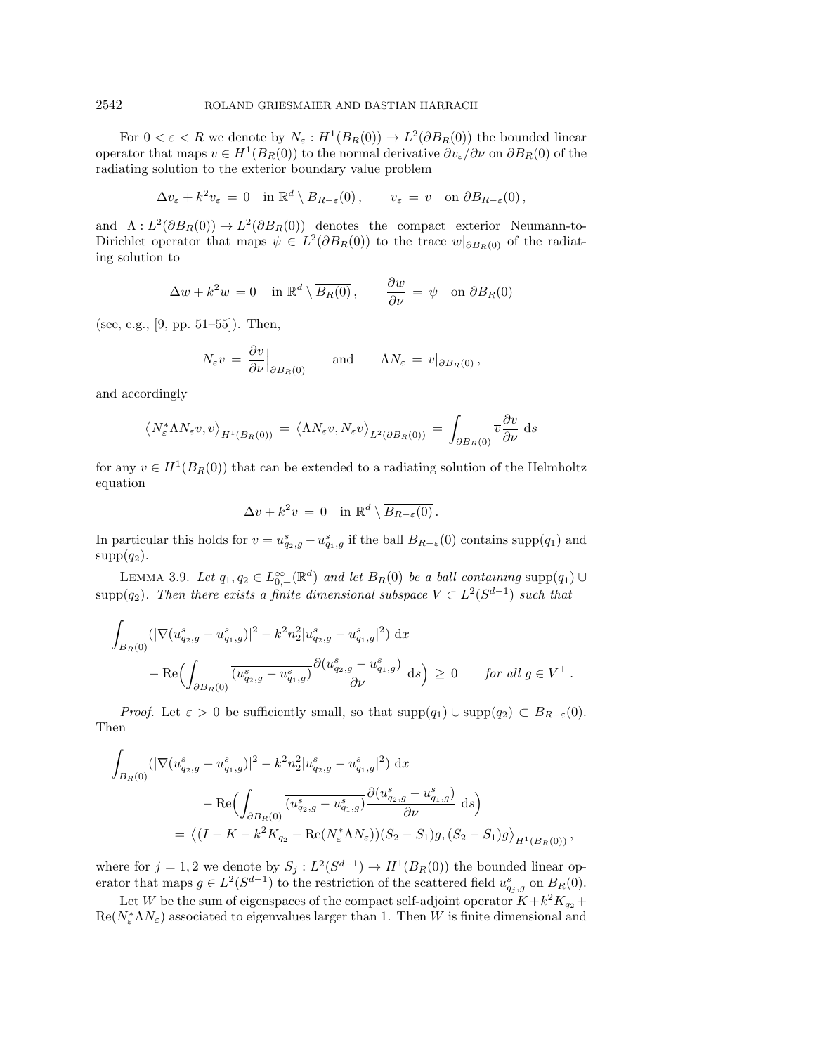For $0 < \varepsilon < R$ we denote by $N_\varepsilon : H^1(B_R(0)) \to L^2(\partial B_R(0))$ the bounded linear operator that maps $v \in H^1(B_R(0))$ to the normal derivative $\partial v_\varepsilon / \partial \nu$ on $\partial B_R(0)$ of the radiating solution to the exterior boundary value problem

$$\Delta v_\varepsilon + k^2 v_\varepsilon \;=\; 0 \quad \text{in } \mathbb{R}^d \setminus \overline{B_{R-\varepsilon}(0)}\,, \qquad v_\varepsilon \;=\; v \quad \text{on } \partial B_{R-\varepsilon}(0)\,,$$

and $\Lambda : L^2(\partial B_R(0)) \to L^2(\partial B_R(0))$ denotes the compact exterior Neumann-to-Dirichlet operator that maps $\psi \in L^2(\partial B_R(0))$ to the trace $w|_{\partial B_R(0)}$ of the radiating solution to

$$\Delta w + k^2 w \;=\; 0 \quad \text{in } \mathbb{R}^d \setminus \overline{B_R(0)}\,, \qquad \frac{\partial w}{\partial \nu} \;=\; \psi \quad \text{on } \partial B_R(0)$$

(see, e.g., [9, pp. 51–55]). Then,

$$N_\varepsilon v \;=\; \frac{\partial v}{\partial \nu}\Big|_{\partial B_R(0)} \qquad \text{and} \qquad \Lambda N_\varepsilon \;=\; v|_{\partial B_R(0)}\,,$$

and accordingly

$$\left\langle N_\varepsilon^* \Lambda N_\varepsilon v, v \right\rangle_{H^1(B_R(0))} \;=\; \left\langle \Lambda N_\varepsilon v, N_\varepsilon v \right\rangle_{L^2(\partial B_R(0))} \;=\; \int_{\partial B_R(0)} \overline{v} \frac{\partial v}{\partial \nu} \,\mathrm{d}s$$

for any $v \in H^1(B_R(0))$ that can be extended to a radiating solution of the Helmholtz equation

$$\Delta v + k^2 v \;=\; 0 \quad \text{in } \mathbb{R}^d \setminus \overline{B_{R-\varepsilon}(0)}\,.$$

In particular this holds for $v = u^s_{q_2,g} - u^s_{q_1,g}$ if the ball $B_{R-\varepsilon}(0)$ contains $\operatorname{supp}(q_1)$ and $\operatorname{supp}(q_2)$.

Lemma 3.9. *Let $q_1, q_2 \in L^\infty_{0,+}(\mathbb{R}^d)$ and let $B_R(0)$ be a ball containing $\operatorname{supp}(q_1) \cup \operatorname{supp}(q_2)$. Then there exists a finite dimensional subspace $V \subset L^2(S^{d-1})$ such that*

$$\int_{B_R(0)} \left(|\nabla(u^s_{q_2,g} - u^s_{q_1,g})|^2 - k^2 n_2^2 |u^s_{q_2,g} - u^s_{q_1,g}|^2\right) \mathrm{d}x \\ - \operatorname{Re}\Big(\int_{\partial B_R(0)} \overline{(u^s_{q_2,g} - u^s_{q_1,g})} \frac{\partial (u^s_{q_2,g} - u^s_{q_1,g})}{\partial \nu} \,\mathrm{d}s\Big) \;\geq\; 0 \qquad \text{for all } g \in V^\perp\,.$$

*Proof.* Let $\varepsilon > 0$ be sufficiently small, so that $\operatorname{supp}(q_1) \cup \operatorname{supp}(q_2) \subset B_{R-\varepsilon}(0)$. Then

$$\int_{B_R(0)} \left(|\nabla(u^s_{q_2,g} - u^s_{q_1,g})|^2 - k^2 n_2^2 |u^s_{q_2,g} - u^s_{q_1,g}|^2\right) \mathrm{d}x \\ - \operatorname{Re}\Big(\int_{\partial B_R(0)} \overline{(u^s_{q_2,g} - u^s_{q_1,g})} \frac{\partial (u^s_{q_2,g} - u^s_{q_1,g})}{\partial \nu} \,\mathrm{d}s\Big) \\ = \left\langle (I - K - k^2 K_{q_2} - \operatorname{Re}(N_\varepsilon^* \Lambda N_\varepsilon))(S_2 - S_1) g, (S_2 - S_1) g \right\rangle_{H^1(B_R(0))}\,,$$

where for $j = 1, 2$ we denote by $S_j : L^2(S^{d-1}) \to H^1(B_R(0))$ the bounded linear operator that maps $g \in L^2(S^{d-1})$ to the restriction of the scattered field $u^s_{q_j,g}$ on $B_R(0)$.

Let $W$ be the sum of eigenspaces of the compact self-adjoint operator $K + k^2 K_{q_2} + \operatorname{Re}(N_\varepsilon^* \Lambda N_\varepsilon)$ associated to eigenvalues larger than 1. Then $W$ is finite dimensional and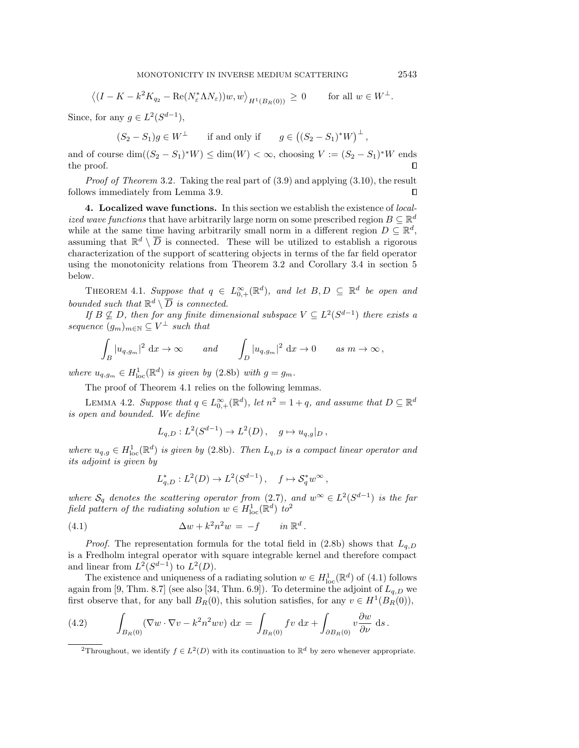$$\left\langle (I - K - k^2 K_{q_2} - \mathrm{Re}(N_\varepsilon^* \Lambda N_\varepsilon))w, w \right\rangle_{H^1(B_R(0))} \geq 0 \qquad \text{for all } w \in W^\perp.$$

Since, for any $g \in L^2(S^{d-1})$,

$$(S_2 - S_1)g \in W^\perp \qquad \text{if and only if} \qquad g \in \left((S_2 - S_1)^* W\right)^\perp,$$

and of course $\dim((S_2 - S_1)^* W) \leq \dim(W) < \infty$, choosing $V := (S_2 - S_1)^* W$ ends the proof. $\square$

*Proof of Theorem* 3.2. Taking the real part of (3.9) and applying (3.10), the result follows immediately from Lemma 3.9. $\square$

## 4. Localized wave functions.

In this section we establish the existence of *localized wave functions* that have arbitrarily large norm on some prescribed region $B \subseteq \mathbb{R}^d$ while at the same time having arbitrarily small norm in a different region $D \subseteq \mathbb{R}^d$, assuming that $\mathbb{R}^d \setminus \overline{D}$ is connected. These will be utilized to establish a rigorous characterization of the support of scattering objects in terms of the far field operator using the monotonicity relations from Theorem 3.2 and Corollary 3.4 in section 5 below.

THEOREM 4.1. *Suppose that $q \in L^\infty_{0,+}(\mathbb{R}^d)$, and let $B, D \subseteq \mathbb{R}^d$ be open and bounded such that $\mathbb{R}^d \setminus \overline{D}$ is connected.*

*If $B \not\subseteq D$, then for any finite dimensional subspace $V \subseteq L^2(S^{d-1})$ there exists a sequence $(g_m)_{m\in\mathbb{N}} \subseteq V^\perp$ such that*

$$\int_B |u_{q,g_m}|^2 \,\mathrm{d}x \to \infty \qquad \text{and} \qquad \int_D |u_{q,g_m}|^2 \,\mathrm{d}x \to 0 \qquad \text{as } m \to \infty\,,$$

*where $u_{q,g_m} \in H^1_{\mathrm{loc}}(\mathbb{R}^d)$ is given by (2.8b) with $g = g_m$.*

The proof of Theorem 4.1 relies on the following lemmas.

LEMMA 4.2. *Suppose that $q \in L^\infty_{0,+}(\mathbb{R}^d)$, let $n^2 = 1 + q$, and assume that $D \subseteq \mathbb{R}^d$ is open and bounded. We define*

$$L_{q,D} : L^2(S^{d-1}) \to L^2(D)\,, \quad g \mapsto u_{q,g}|_D\,,$$

*where $u_{q,g} \in H^1_{\mathrm{loc}}(\mathbb{R}^d)$ is given by (2.8b). Then $L_{q,D}$ is a compact linear operator and its adjoint is given by*

$$L_{q,D}^* : L^2(D) \to L^2(S^{d-1})\,, \quad f \mapsto \mathcal{S}_q^* w^\infty\,,$$

*where $\mathcal{S}_q$ denotes the scattering operator from (2.7), and $w^\infty \in L^2(S^{d-1})$ is the far field pattern of the radiating solution $w \in H^1_{\mathrm{loc}}(\mathbb{R}^d)$ to*[2]

$$\Delta w + k^2 n^2 w = -f \qquad \text{in } \mathbb{R}^d\,. \tag{4.1}$$

*Proof.* The representation formula for the total field in (2.8b) shows that $L_{q,D}$ is a Fredholm integral operator with square integrable kernel and therefore compact and linear from $L^2(S^{d-1})$ to $L^2(D)$.

The existence and uniqueness of a radiating solution $w \in H^1_{\mathrm{loc}}(\mathbb{R}^d)$ of (4.1) follows again from [9, Thm. 8.7] (see also [34, Thm. 6.9]). To determine the adjoint of $L_{q,D}$ we first observe that, for any ball $B_R(0)$, this solution satisfies, for any $v \in H^1(B_R(0))$,

$$\int_{B_R(0)} (\nabla w \cdot \nabla v - k^2 n^2 w v) \,\mathrm{d}x = \int_{B_R(0)} f v \,\mathrm{d}x + \int_{\partial B_R(0)} v \frac{\partial w}{\partial \nu} \,\mathrm{d}s\,. \tag{4.2}$$

[2] Throughout, we identify $f \in L^2(D)$ with its continuation to $\mathbb{R}^d$ by zero whenever appropriate.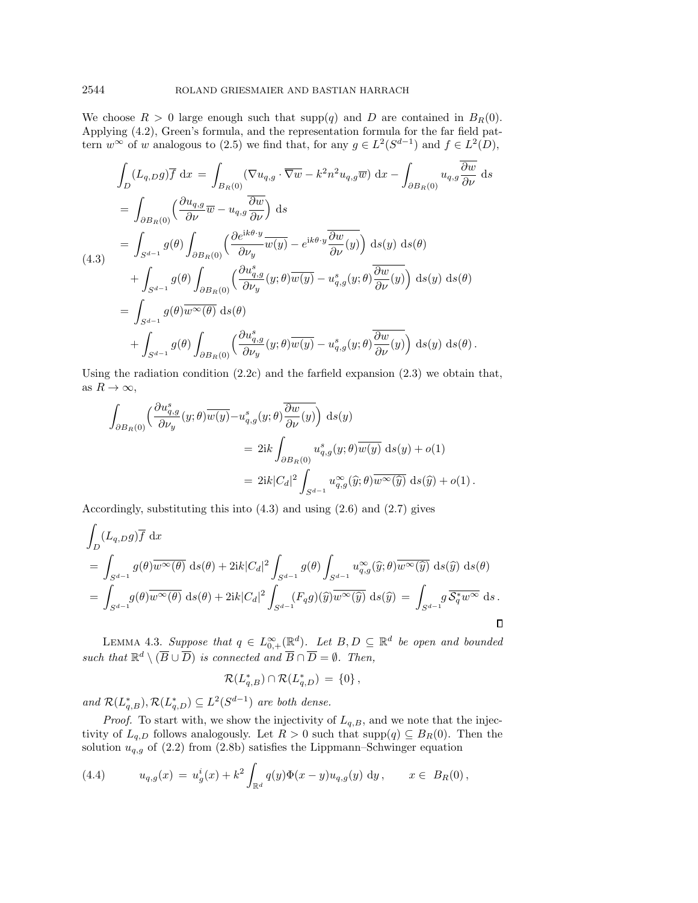We choose $R > 0$ large enough such that $\text{supp}(q)$ and $D$ are contained in $B_R(0)$. Applying (4.2), Green's formula, and the representation formula for the far field pattern $w^\infty$ of $w$ analogous to (2.5) we find that, for any $g \in L^2(S^{d-1})$ and $f \in L^2(D)$,

$$
\begin{aligned}
\int_D (L_{q,D} g)\overline{f} \, \mathrm{d}x &= \int_{B_R(0)} (\nabla u_{q,g} \cdot \overline{\nabla w} - k^2 n^2 u_{q,g} \overline{w}) \, \mathrm{d}x - \int_{\partial B_R(0)} u_{q,g} \overline{\frac{\partial w}{\partial \nu}} \, \mathrm{d}s \\
&= \int_{\partial B_R(0)} \Big( \frac{\partial u_{q,g}}{\partial \nu} \overline{w} - u_{q,g} \overline{\frac{\partial w}{\partial \nu}} \Big) \, \mathrm{d}s \\
&= \int_{S^{d-1}} g(\theta) \int_{\partial B_R(0)} \Big( \frac{\partial e^{\mathrm{i}k\theta\cdot y}}{\partial \nu_y} \overline{w(y)} - e^{\mathrm{i}k\theta\cdot y} \overline{\frac{\partial w}{\partial \nu}(y)} \Big) \, \mathrm{d}s(y) \, \mathrm{d}s(\theta) \\
&\quad + \int_{S^{d-1}} g(\theta) \int_{\partial B_R(0)} \Big( \frac{\partial u^s_{q,g}}{\partial \nu_y}(y;\theta) \overline{w(y)} - u^s_{q,g}(y;\theta) \overline{\frac{\partial w}{\partial \nu}(y)} \Big) \, \mathrm{d}s(y) \, \mathrm{d}s(\theta) \\
&= \int_{S^{d-1}} g(\theta) \overline{w^\infty(\theta)} \, \mathrm{d}s(\theta) \\
&\quad + \int_{S^{d-1}} g(\theta) \int_{\partial B_R(0)} \Big( \frac{\partial u^s_{q,g}}{\partial \nu_y}(y;\theta) \overline{w(y)} - u^s_{q,g}(y;\theta) \overline{\frac{\partial w}{\partial \nu}(y)} \Big) \, \mathrm{d}s(y) \, \mathrm{d}s(\theta) \,.
\end{aligned} \tag{4.3}
$$

Using the radiation condition (2.2c) and the farfield expansion (2.3) we obtain that, as $R \to \infty$,

$$
\begin{aligned}
\int_{\partial B_R(0)} \Big( \frac{\partial u^s_{q,g}}{\partial \nu_y}(y;\theta) \overline{w(y)} - u^s_{q,g}(y;\theta) \overline{\frac{\partial w}{\partial \nu}(y)} \Big) \, \mathrm{d}s(y) \\
= 2\mathrm{i}k \int_{\partial B_R(0)} u^s_{q,g}(y;\theta) \overline{w(y)} \, \mathrm{d}s(y) + o(1) \\
= 2\mathrm{i}k |C_d|^2 \int_{S^{d-1}} u^\infty_{q,g}(\widehat{y};\theta) \overline{w^\infty(\widehat{y})} \, \mathrm{d}s(\widehat{y}) + o(1) \,.
\end{aligned}
$$

Accordingly, substituting this into (4.3) and using (2.6) and (2.7) gives

$$
\begin{aligned}
&\int_D (L_{q,D} g)\overline{f} \, \mathrm{d}x \\
&= \int_{S^{d-1}} g(\theta) \overline{w^\infty(\theta)} \, \mathrm{d}s(\theta) + 2\mathrm{i}k|C_d|^2 \int_{S^{d-1}} g(\theta) \int_{S^{d-1}} u^\infty_{q,g}(\widehat{y};\theta) \overline{w^\infty(\widehat{y})} \, \mathrm{d}s(\widehat{y}) \, \mathrm{d}s(\theta) \\
&= \int_{S^{d-1}} g(\theta) \overline{w^\infty(\theta)} \, \mathrm{d}s(\theta) + 2\mathrm{i}k|C_d|^2 \int_{S^{d-1}} (F_q g)(\widehat{y}) \overline{w^\infty(\widehat{y})} \, \mathrm{d}s(\widehat{y}) \, = \, \int_{S^{d-1}} g \overline{\mathcal{S}_q^* w^\infty} \, \mathrm{d}s \,.
\end{aligned}
$$

∎

LEMMA 4.3. *Suppose that $q \in L^\infty_{0,+}(\mathbb{R}^d)$. Let $B, D \subseteq \mathbb{R}^d$ be open and bounded such that $\mathbb{R}^d \setminus (\overline{B} \cup \overline{D})$ is connected and $\overline{B} \cap \overline{D} = \emptyset$. Then,*

$$
\mathcal{R}(L^*_{q,B}) \cap \mathcal{R}(L^*_{q,D}) \, = \, \{0\} \,,
$$

*and $\mathcal{R}(L^*_{q,B}), \mathcal{R}(L^*_{q,D}) \subseteq L^2(S^{d-1})$ are both dense.*

*Proof.* To start with, we show the injectivity of $L_{q,B}$, and we note that the injectivity of $L_{q,D}$ follows analogously. Let $R > 0$ such that $\text{supp}(q) \subseteq B_R(0)$. Then the solution $u_{q,g}$ of (2.2) from (2.8b) satisfies the Lippmann–Schwinger equation

$$
u_{q,g}(x) \, = \, u^i_g(x) + k^2 \int_{\mathbb{R}^d} q(y) \Phi(x-y) u_{q,g}(y) \, \mathrm{d}y \,, \qquad x \in \, B_R(0) \,, \tag{4.4}
$$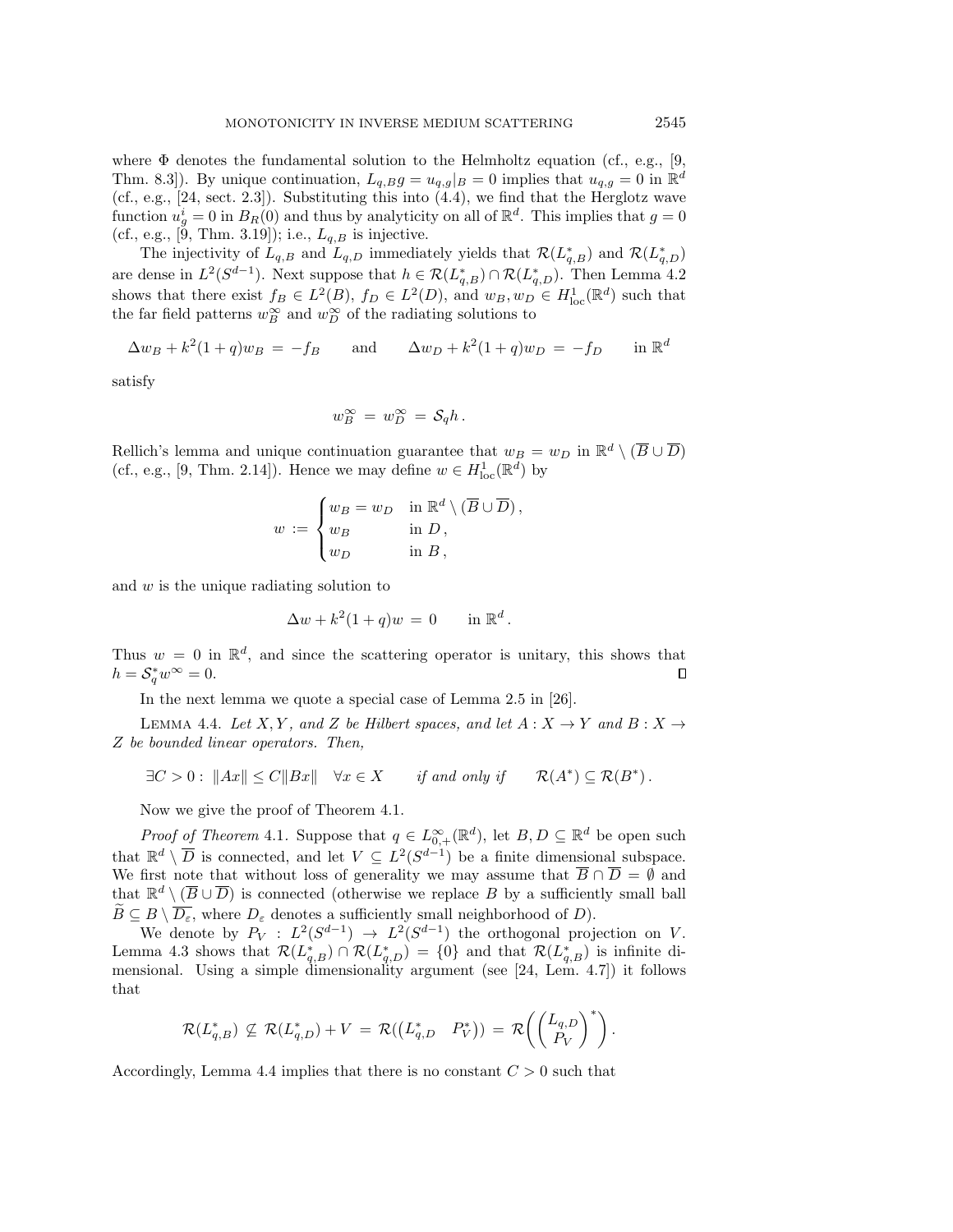where $\Phi$ denotes the fundamental solution to the Helmholtz equation (cf., e.g., [9, Thm. 8.3]). By unique continuation, $L_{q,B}g = u_{q,g}|_B = 0$ implies that $u_{q,g} = 0$ in $\mathbb{R}^d$ (cf., e.g., [24, sect. 2.3]). Substituting this into (4.4), we find that the Herglotz wave function $u_g^i = 0$ in $B_R(0)$ and thus by analyticity on all of $\mathbb{R}^d$. This implies that $g = 0$ (cf., e.g., [9, Thm. 3.19]); i.e., $L_{q,B}$ is injective.

The injectivity of $L_{q,B}$ and $L_{q,D}$ immediately yields that $\mathcal{R}(L_{q,B}^*)$ and $\mathcal{R}(L_{q,D}^*)$ are dense in $L^2(S^{d-1})$. Next suppose that $h \in \mathcal{R}(L_{q,B}^*) \cap \mathcal{R}(L_{q,D}^*)$. Then Lemma 4.2 shows that there exist $f_B \in L^2(B)$, $f_D \in L^2(D)$, and $w_B, w_D \in H^1_{\mathrm{loc}}(\mathbb{R}^d)$ such that the far field patterns $w_B^\infty$ and $w_D^\infty$ of the radiating solutions to

$$\Delta w_B + k^2(1+q)w_B = -f_B \qquad \text{and} \qquad \Delta w_D + k^2(1+q)w_D = -f_D \qquad \text{in } \mathbb{R}^d$$

satisfy

$$w_B^\infty = w_D^\infty = \mathcal{S}_q h\,.$$

Rellich's lemma and unique continuation guarantee that $w_B = w_D$ in $\mathbb{R}^d \setminus (\overline{B} \cup \overline{D})$ (cf., e.g., [9, Thm. 2.14]). Hence we may define $w \in H^1_{\mathrm{loc}}(\mathbb{R}^d)$ by

$$w := \begin{cases} w_B = w_D & \text{in } \mathbb{R}^d \setminus (\overline{B} \cup \overline{D})\,, \\ w_B & \text{in } D\,, \\ w_D & \text{in } B\,, \end{cases}$$

and $w$ is the unique radiating solution to

$$\Delta w + k^2(1+q)w = 0 \qquad \text{in } \mathbb{R}^d\,.$$

Thus $w = 0$ in $\mathbb{R}^d$, and since the scattering operator is unitary, this shows that $h = \mathcal{S}_q^* w^\infty = 0$. $\square$

In the next lemma we quote a special case of Lemma 2.5 in [26].

**Lemma 4.4.** *Let $X, Y$, and $Z$ be Hilbert spaces, and let $A : X \to Y$ and $B : X \to Z$ be bounded linear operators. Then,*

$$\exists C > 0 : \ \|Ax\| \leq C\|Bx\| \quad \forall x \in X \qquad \text{if and only if} \qquad \mathcal{R}(A^*) \subseteq \mathcal{R}(B^*)\,.$$

Now we give the proof of Theorem 4.1.

*Proof of Theorem* 4.1. Suppose that $q \in L^\infty_{0,+}(\mathbb{R}^d)$, let $B, D \subseteq \mathbb{R}^d$ be open such that $\mathbb{R}^d \setminus \overline{D}$ is connected, and let $V \subseteq L^2(S^{d-1})$ be a finite dimensional subspace. We first note that without loss of generality we may assume that $\overline{B} \cap \overline{D} = \emptyset$ and that $\mathbb{R}^d \setminus (\overline{B} \cup \overline{D})$ is connected (otherwise we replace $B$ by a sufficiently small ball $\widetilde{B} \subseteq B \setminus \overline{D_\varepsilon}$, where $D_\varepsilon$ denotes a sufficiently small neighborhood of $D$).

We denote by $P_V : L^2(S^{d-1}) \to L^2(S^{d-1})$ the orthogonal projection on $V$. Lemma 4.3 shows that $\mathcal{R}(L_{q,B}^*) \cap \mathcal{R}(L_{q,D}^*) = \{0\}$ and that $\mathcal{R}(L_{q,B}^*)$ is infinite dimensional. Using a simple dimensionality argument (see [24, Lem. 4.7]) it follows that

$$\mathcal{R}(L_{q,B}^*) \not\subseteq \mathcal{R}(L_{q,D}^*) + V = \mathcal{R}\big(\begin{pmatrix} L_{q,D}^* & P_V^* \end{pmatrix}\big) = \mathcal{R}\bigg(\begin{pmatrix} L_{q,D} \\ P_V \end{pmatrix}^*\bigg)\,.$$

Accordingly, Lemma 4.4 implies that there is no constant $C > 0$ such that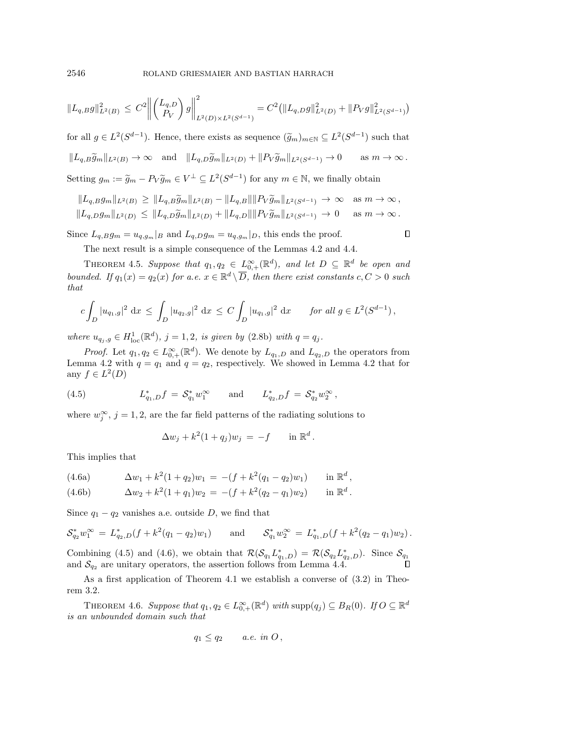$$\|L_{q,B}g\|_{L^2(B)}^2 \,\le\, C^2 \left\| \begin{pmatrix} L_{q,D} \\ P_V \end{pmatrix} g \right\|_{L^2(D)\times L^2(S^{d-1})}^2 = C^2\big(\|L_{q,D}g\|_{L^2(D)}^2 + \|P_V g\|_{L^2(S^{d-1})}^2\big)$$

for all $g \in L^2(S^{d-1})$. Hence, there exists as sequence $(\widetilde{g}_m)_{m\in\mathbb{N}} \subseteq L^2(S^{d-1})$ such that

$$\|L_{q,B}\widetilde{g}_m\|_{L^2(B)} \to \infty \quad \text{and} \quad \|L_{q,D}\widetilde{g}_m\|_{L^2(D)} + \|P_V\widetilde{g}_m\|_{L^2(S^{d-1})} \to 0 \qquad \text{as } m \to \infty\,.$$

Setting $g_m := \widetilde{g}_m - P_V\widetilde{g}_m \in V^\perp \subseteq L^2(S^{d-1})$ for any $m \in \mathbb{N}$, we finally obtain

$$\|L_{q,B}g_m\|_{L^2(B)} \,\ge\, \|L_{q,B}\widetilde{g}_m\|_{L^2(B)} - \|L_{q,B}\|\|P_V\widetilde{g}_m\|_{L^2(S^{d-1})} \,\to\, \infty \quad \text{as } m \to \infty\,,$$
$$\|L_{q,D}g_m\|_{L^2(D)} \,\le\, \|L_{q,D}\widetilde{g}_m\|_{L^2(D)} + \|L_{q,D}\|\|P_V\widetilde{g}_m\|_{L^2(S^{d-1})} \,\to\, 0 \quad \text{as } m \to \infty\,.$$

Since $L_{q,B}g_m = u_{q,g_m}|_B$ and $L_{q,D}g_m = u_{q,g_m}|_D$, this ends the proof. ∎

The next result is a simple consequence of the Lemmas 4.2 and 4.4.

**Theorem 4.5.** *Suppose that $q_1, q_2 \in L^\infty_{0,+}(\mathbb{R}^d)$, and let $D \subseteq \mathbb{R}^d$ be open and bounded. If $q_1(x) = q_2(x)$ for a.e. $x \in \mathbb{R}^d \setminus \overline{D}$, then there exist constants $c, C > 0$ such that*

$$c\int_D |u_{q_1,g}|^2 \,\mathrm{d}x \,\le\, \int_D |u_{q_2,g}|^2 \,\mathrm{d}x \,\le\, C\int_D |u_{q_1,g}|^2 \,\mathrm{d}x \qquad \text{for all } g \in L^2(S^{d-1})\,,$$

*where $u_{q_j,g} \in H^1_{\mathrm{loc}}(\mathbb{R}^d)$, $j = 1,2$, is given by (2.8b) with $q = q_j$.*

*Proof.* Let $q_1, q_2 \in L^\infty_{0,+}(\mathbb{R}^d)$. We denote by $L_{q_1,D}$ and $L_{q_2,D}$ the operators from Lemma 4.2 with $q = q_1$ and $q = q_2$, respectively. We showed in Lemma 4.2 that for any $f \in L^2(D)$

$$L^*_{q_1,D}f \,=\, \mathcal{S}^*_{q_1}w_1^\infty \qquad \text{and} \qquad L^*_{q_2,D}f \,=\, \mathcal{S}^*_{q_2}w_2^\infty\,, \tag{4.5}$$

where $w_j^\infty$, $j = 1,2$, are the far field patterns of the radiating solutions to

$$\Delta w_j + k^2(1+q_j)w_j \,=\, -f \qquad \text{in } \mathbb{R}^d\,.$$

This implies that

$$\Delta w_1 + k^2(1+q_2)w_1 \,=\, -(f + k^2(q_1-q_2)w_1) \qquad \text{in } \mathbb{R}^d\,, \tag{4.6a}$$
$$\Delta w_2 + k^2(1+q_1)w_2 \,=\, -(f + k^2(q_2-q_1)w_2) \qquad \text{in } \mathbb{R}^d\,. \tag{4.6b}$$

Since $q_1 - q_2$ vanishes a.e. outside $D$, we find that

$$\mathcal{S}^*_{q_2}w_1^\infty \,=\, L^*_{q_2,D}(f + k^2(q_1-q_2)w_1) \qquad \text{and} \qquad \mathcal{S}^*_{q_1}w_2^\infty \,=\, L^*_{q_1,D}(f + k^2(q_2-q_1)w_2)\,.$$

Combining (4.5) and (4.6), we obtain that $\mathcal{R}(\mathcal{S}_{q_1}L^*_{q_1,D}) = \mathcal{R}(\mathcal{S}_{q_2}L^*_{q_2,D})$. Since $\mathcal{S}_{q_1}$ and $\mathcal{S}_{q_2}$ are unitary operators, the assertion follows from Lemma 4.4. ∎

As a first application of Theorem 4.1 we establish a converse of (3.2) in Theorem 3.2.

**Theorem 4.6.** *Suppose that $q_1, q_2 \in L^\infty_{0,+}(\mathbb{R}^d)$ with $\operatorname{supp}(q_j) \subseteq B_R(0)$. If $O \subseteq \mathbb{R}^d$ is an unbounded domain such that*

$$q_1 \le q_2 \qquad \textit{a.e. in } O\,,$$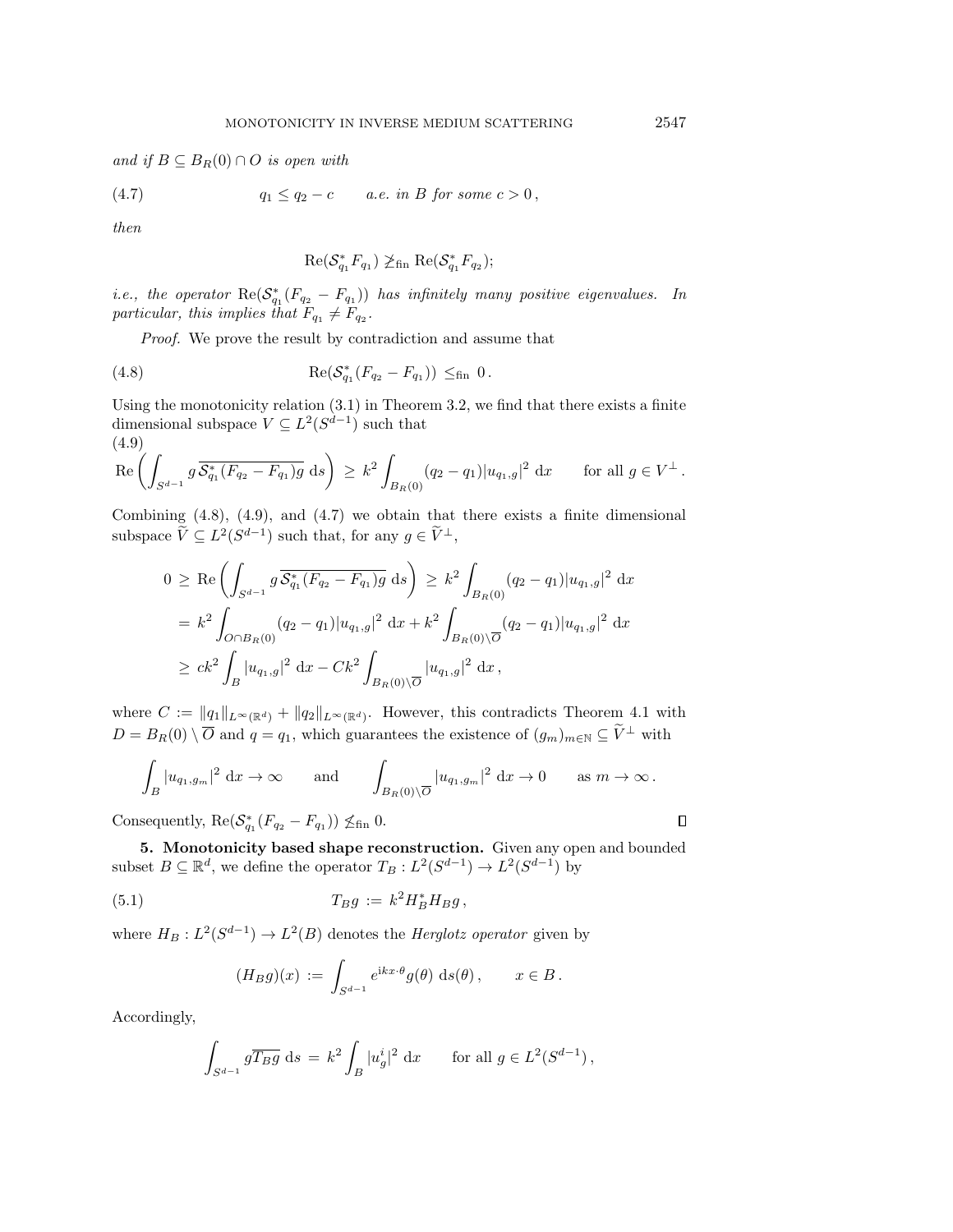*and if $B \subseteq B_R(0) \cap O$ is open with*

$$q_1 \leq q_2 - c \qquad \text{a.e. in } B \text{ for some } c > 0\,, \tag{4.7}$$

*then*

$$\mathrm{Re}(\mathcal{S}_{q_1}^* F_{q_1}) \not\geq_{\mathrm{fin}} \mathrm{Re}(\mathcal{S}_{q_1}^* F_{q_2});$$

*i.e., the operator* $\mathrm{Re}(\mathcal{S}_{q_1}^*(F_{q_2} - F_{q_1}))$ *has infinitely many positive eigenvalues. In particular, this implies that* $F_{q_1} \neq F_{q_2}$.

*Proof.* We prove the result by contradiction and assume that

$$\mathrm{Re}(\mathcal{S}_{q_1}^*(F_{q_2} - F_{q_1})) \leq_{\mathrm{fin}} 0\,. \tag{4.8}$$

Using the monotonicity relation (3.1) in Theorem 3.2, we find that there exists a finite dimensional subspace $V \subseteq L^2(S^{d-1})$ such that

$$\mathrm{Re}\left(\int_{S^{d-1}} g\,\overline{\mathcal{S}_{q_1}^*(F_{q_2} - F_{q_1})g}\,\mathrm{d}s\right) \geq k^2 \int_{B_R(0)} (q_2 - q_1)|u_{q_1,g}|^2\,\mathrm{d}x \qquad \text{for all } g \in V^\perp\,. \tag{4.9}$$

Combining (4.8), (4.9), and (4.7) we obtain that there exists a finite dimensional subspace $\widetilde{V} \subseteq L^2(S^{d-1})$ such that, for any $g \in \widetilde{V}^\perp$,

$$\begin{aligned}
0 &\geq \mathrm{Re}\left(\int_{S^{d-1}} g\,\overline{\mathcal{S}_{q_1}^*(F_{q_2} - F_{q_1})g}\,\mathrm{d}s\right) \geq k^2 \int_{B_R(0)} (q_2 - q_1)|u_{q_1,g}|^2\,\mathrm{d}x \\
&= k^2 \int_{O\cap B_R(0)} (q_2 - q_1)|u_{q_1,g}|^2\,\mathrm{d}x + k^2 \int_{B_R(0)\setminus\overline{O}} (q_2 - q_1)|u_{q_1,g}|^2\,\mathrm{d}x \\
&\geq ck^2 \int_B |u_{q_1,g}|^2\,\mathrm{d}x - Ck^2 \int_{B_R(0)\setminus\overline{O}} |u_{q_1,g}|^2\,\mathrm{d}x\,,
\end{aligned}$$

where $C := \|q_1\|_{L^\infty(\mathbb{R}^d)} + \|q_2\|_{L^\infty(\mathbb{R}^d)}$. However, this contradicts Theorem 4.1 with $D = B_R(0) \setminus \overline{O}$ and $q = q_1$, which guarantees the existence of $(g_m)_{m\in\mathbb{N}} \subseteq \widetilde{V}^\perp$ with

$$\int_B |u_{q_1,g_m}|^2\,\mathrm{d}x \to \infty \qquad \text{and} \qquad \int_{B_R(0)\setminus\overline{O}} |u_{q_1,g_m}|^2\,\mathrm{d}x \to 0 \qquad \text{as } m \to \infty\,.$$

Consequently, $\mathrm{Re}(\mathcal{S}_{q_1}^*(F_{q_2} - F_{q_1})) \not\leq_{\mathrm{fin}} 0$. ∎

## 5. Monotonicity based shape reconstruction.

Given any open and bounded subset $B \subseteq \mathbb{R}^d$, we define the operator $T_B : L^2(S^{d-1}) \to L^2(S^{d-1})$ by

$$T_B g := k^2 H_B^* H_B g\,, \tag{5.1}$$

where $H_B : L^2(S^{d-1}) \to L^2(B)$ denotes the *Herglotz operator* given by

$$(H_B g)(x) := \int_{S^{d-1}} e^{\mathrm{i}kx\cdot\theta} g(\theta)\,\mathrm{d}s(\theta)\,, \qquad x \in B\,.$$

Accordingly,

$$\int_{S^{d-1}} g\overline{T_B g}\,\mathrm{d}s = k^2 \int_B |u_g^i|^2\,\mathrm{d}x \qquad \text{for all } g \in L^2(S^{d-1})\,,$$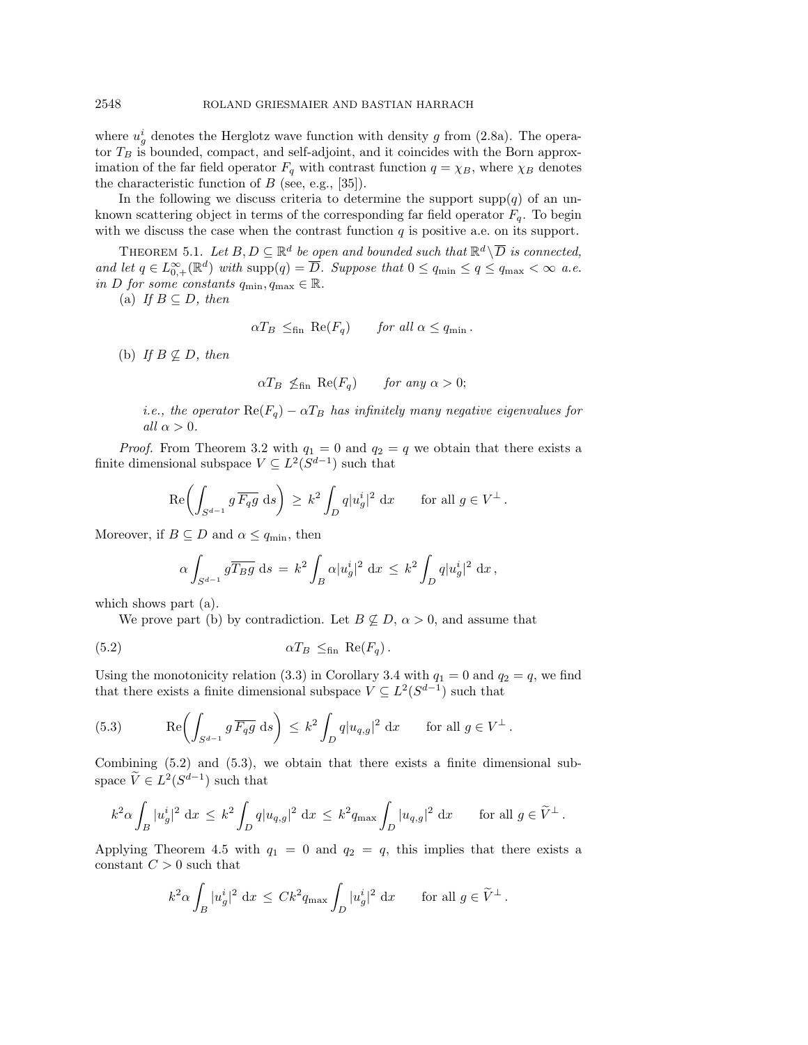where $u_g^i$ denotes the Herglotz wave function with density $g$ from (2.8a). The operator $T_B$ is bounded, compact, and self-adjoint, and it coincides with the Born approximation of the far field operator $F_q$ with contrast function $q = \chi_B$, where $\chi_B$ denotes the characteristic function of $B$ (see, e.g., [35]).

In the following we discuss criteria to determine the support $\mathrm{supp}(q)$ of an unknown scattering object in terms of the corresponding far field operator $F_q$. To begin with we discuss the case when the contrast function $q$ is positive a.e. on its support.

THEOREM 5.1. *Let $B, D \subseteq \mathbb{R}^d$ be open and bounded such that $\mathbb{R}^d \setminus \overline{D}$ is connected, and let $q \in L^\infty_{0,+}(\mathbb{R}^d)$ with $\mathrm{supp}(q) = \overline{D}$. Suppose that $0 \leq q_{\min} \leq q \leq q_{\max} < \infty$ a.e. in $D$ for some constants $q_{\min}, q_{\max} \in \mathbb{R}$.*

(a) *If $B \subseteq D$, then*

$$\alpha T_B \leq_{\mathrm{fin}} \mathrm{Re}(F_q) \qquad \text{for all } \alpha \leq q_{\min}\,.$$

(b) *If $B \not\subseteq D$, then*

$$\alpha T_B \not\leq_{\mathrm{fin}} \mathrm{Re}(F_q) \qquad \text{for any } \alpha > 0;$$

*i.e., the operator $\mathrm{Re}(F_q) - \alpha T_B$ has infinitely many negative eigenvalues for all $\alpha > 0$.*

*Proof.* From Theorem 3.2 with $q_1 = 0$ and $q_2 = q$ we obtain that there exists a finite dimensional subspace $V \subseteq L^2(S^{d-1})$ such that

$$\mathrm{Re}\biggl(\int_{S^{d-1}} g\,\overline{F_q g}\;\mathrm{d}s\biggr) \;\geq\; k^2 \int_D q|u_g^i|^2\;\mathrm{d}x \qquad \text{for all } g \in V^\perp\,.$$

Moreover, if $B \subseteq D$ and $\alpha \leq q_{\min}$, then

$$\alpha \int_{S^{d-1}} g\overline{T_B g}\;\mathrm{d}s \;=\; k^2 \int_B \alpha |u_g^i|^2\;\mathrm{d}x \;\leq\; k^2 \int_D q|u_g^i|^2\;\mathrm{d}x\,,$$

which shows part (a).

We prove part (b) by contradiction. Let $B \not\subseteq D$, $\alpha > 0$, and assume that

$$\alpha T_B \leq_{\mathrm{fin}} \mathrm{Re}(F_q)\,. \tag{5.2}$$

Using the monotonicity relation (3.3) in Corollary 3.4 with $q_1 = 0$ and $q_2 = q$, we find that there exists a finite dimensional subspace $V \subseteq L^2(S^{d-1})$ such that

$$\mathrm{Re}\biggl(\int_{S^{d-1}} g\,\overline{F_q g}\;\mathrm{d}s\biggr) \;\leq\; k^2 \int_D q|u_{q,g}|^2\;\mathrm{d}x \qquad \text{for all } g \in V^\perp\,. \tag{5.3}$$

Combining (5.2) and (5.3), we obtain that there exists a finite dimensional subspace $\widetilde{V} \in L^2(S^{d-1})$ such that

$$k^2\alpha \int_B |u_g^i|^2\;\mathrm{d}x \;\leq\; k^2 \int_D q|u_{q,g}|^2\;\mathrm{d}x \;\leq\; k^2 q_{\max} \int_D |u_{q,g}|^2\;\mathrm{d}x \qquad \text{for all } g \in \widetilde{V}^\perp\,.$$

Applying Theorem 4.5 with $q_1 = 0$ and $q_2 = q$, this implies that there exists a constant $C > 0$ such that

$$k^2\alpha \int_B |u_g^i|^2\;\mathrm{d}x \;\leq\; Ck^2 q_{\max} \int_D |u_g^i|^2\;\mathrm{d}x \qquad \text{for all } g \in \widetilde{V}^\perp\,.$$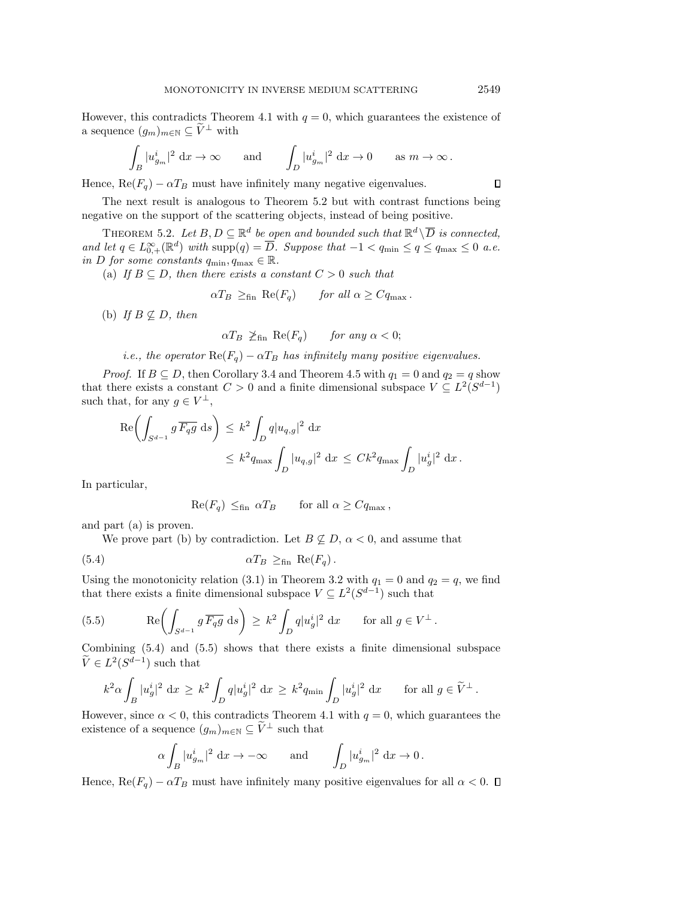However, this contradicts Theorem 4.1 with $q = 0$, which guarantees the existence of a sequence $(g_m)_{m\in\mathbb{N}} \subseteq \widetilde{V}^\perp$ with

$$\int_B |u^i_{g_m}|^2 \, \mathrm{d}x \to \infty \qquad \text{and} \qquad \int_D |u^i_{g_m}|^2 \, \mathrm{d}x \to 0 \qquad \text{as } m \to \infty\,.$$

Hence, $\mathrm{Re}(F_q) - \alpha T_B$ must have infinitely many negative eigenvalues. $\square$

The next result is analogous to Theorem 5.2 but with contrast functions being negative on the support of the scattering objects, instead of being positive.

THEOREM 5.2. *Let $B, D \subseteq \mathbb{R}^d$ be open and bounded such that $\mathbb{R}^d \setminus \overline{D}$ is connected, and let $q \in L^\infty_{0,+}(\mathbb{R}^d)$ with $\mathrm{supp}(q) = \overline{D}$. Suppose that $-1 < q_{\min} \leq q \leq q_{\max} \leq 0$ a.e. in $D$ for some constants $q_{\min}, q_{\max} \in \mathbb{R}$.*

(a) *If $B \subseteq D$, then there exists a constant $C > 0$ such that*

$$\alpha T_B \geq_{\mathrm{fin}} \mathrm{Re}(F_q) \qquad \text{for all } \alpha \geq C q_{\max}\,.$$

(b) *If $B \not\subseteq D$, then*

$$\alpha T_B \not\geq_{\mathrm{fin}} \mathrm{Re}(F_q) \qquad \text{for any } \alpha < 0;$$

*i.e., the operator $\mathrm{Re}(F_q) - \alpha T_B$ has infinitely many positive eigenvalues.*

*Proof.* If $B \subseteq D$, then Corollary 3.4 and Theorem 4.5 with $q_1 = 0$ and $q_2 = q$ show that there exists a constant $C > 0$ and a finite dimensional subspace $V \subseteq L^2(S^{d-1})$ such that, for any $g \in V^\perp$,

$$\begin{aligned}
\mathrm{Re}\bigg(\int_{S^{d-1}} g\, \overline{F_q g} \, \mathrm{d}s\bigg) &\leq k^2 \int_D q |u_{q,g}|^2 \, \mathrm{d}x \\
&\leq k^2 q_{\max} \int_D |u_{q,g}|^2 \, \mathrm{d}x \leq C k^2 q_{\max} \int_D |u^i_g|^2 \, \mathrm{d}x\,.
\end{aligned}$$

In particular,

$$\mathrm{Re}(F_q) \leq_{\mathrm{fin}} \alpha T_B \qquad \text{for all } \alpha \geq C q_{\max}\,,$$

and part (a) is proven.

We prove part (b) by contradiction. Let $B \not\subseteq D$, $\alpha < 0$, and assume that

$$\alpha T_B \geq_{\mathrm{fin}} \mathrm{Re}(F_q)\,. \tag{5.4}$$

Using the monotonicity relation (3.1) in Theorem 3.2 with $q_1 = 0$ and $q_2 = q$, we find that there exists a finite dimensional subspace $V \subseteq L^2(S^{d-1})$ such that

$$\mathrm{Re}\bigg(\int_{S^{d-1}} g\, \overline{F_q g} \, \mathrm{d}s\bigg) \geq k^2 \int_D q |u^i_g|^2 \, \mathrm{d}x \qquad \text{for all } g \in V^\perp\,. \tag{5.5}$$

Combining (5.4) and (5.5) shows that there exists a finite dimensional subspace $\widetilde{V} \in L^2(S^{d-1})$ such that

$$k^2 \alpha \int_B |u^i_g|^2 \, \mathrm{d}x \geq k^2 \int_D q |u^i_g|^2 \, \mathrm{d}x \geq k^2 q_{\min} \int_D |u^i_g|^2 \, \mathrm{d}x \qquad \text{for all } g \in \widetilde{V}^\perp\,.$$

However, since $\alpha < 0$, this contradicts Theorem 4.1 with $q = 0$, which guarantees the existence of a sequence $(g_m)_{m\in\mathbb{N}} \subseteq \widetilde{V}^\perp$ such that

$$\alpha \int_B |u^i_{g_m}|^2 \, \mathrm{d}x \to -\infty \qquad \text{and} \qquad \int_D |u^i_{g_m}|^2 \, \mathrm{d}x \to 0\,.$$

Hence, $\mathrm{Re}(F_q) - \alpha T_B$ must have infinitely many positive eigenvalues for all $\alpha < 0$. $\square$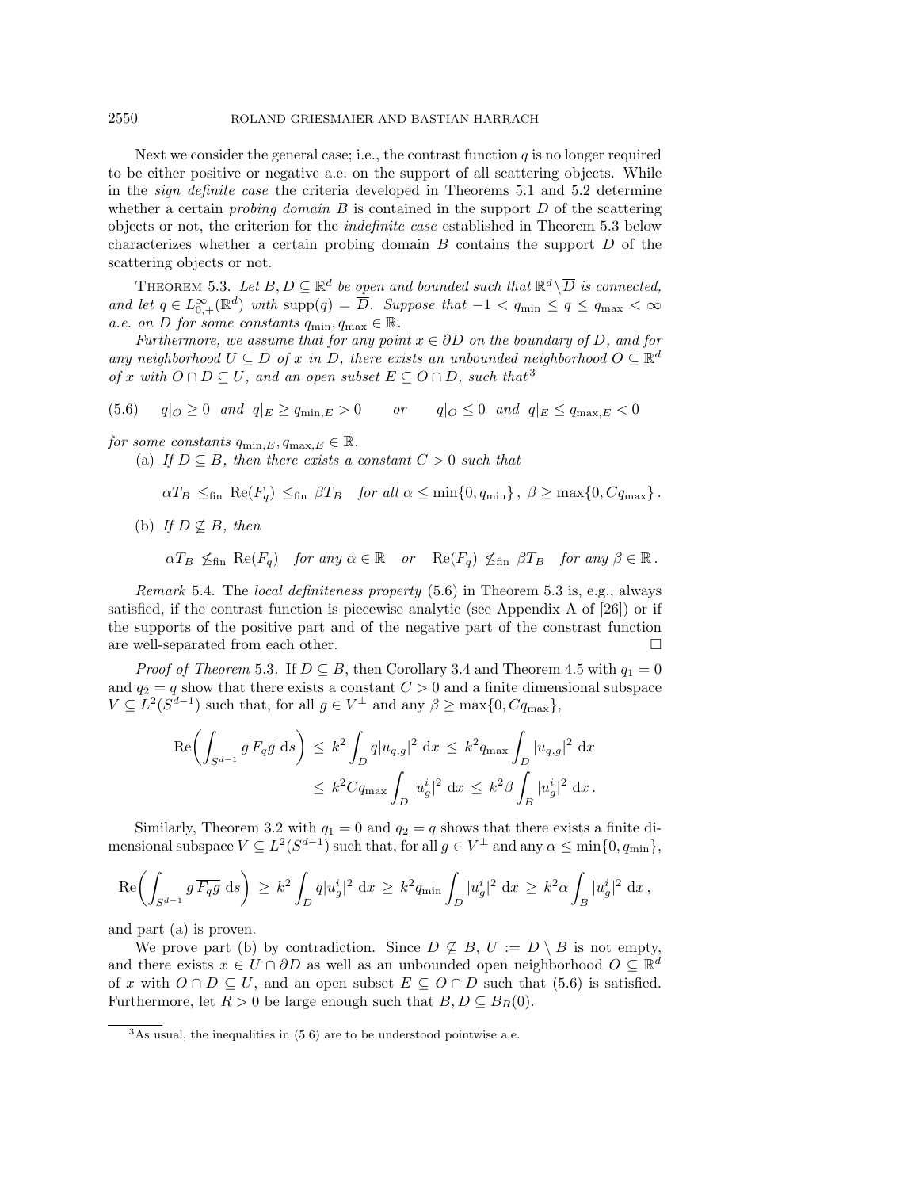Next we consider the general case; i.e., the contrast function $q$ is no longer required to be either positive or negative a.e. on the support of all scattering objects. While in the *sign definite case* the criteria developed in Theorems 5.1 and 5.2 determine whether a certain *probing domain* $B$ is contained in the support $D$ of the scattering objects or not, the criterion for the *indefinite case* established in Theorem 5.3 below characterizes whether a certain probing domain $B$ contains the support $D$ of the scattering objects or not.

THEOREM 5.3. *Let $B, D \subseteq \mathbb{R}^d$ be open and bounded such that $\mathbb{R}^d \setminus \overline{D}$ is connected, and let $q \in L^\infty_{0,+}(\mathbb{R}^d)$ with $\operatorname{supp}(q) = \overline{D}$. Suppose that $-1 < q_{\min} \leq q \leq q_{\max} < \infty$ a.e. on $D$ for some constants $q_{\min}, q_{\max} \in \mathbb{R}$.*

*Furthermore, we assume that for any point $x \in \partial D$ on the boundary of $D$, and for any neighborhood $U \subseteq D$ of $x$ in $D$, there exists an unbounded neighborhood $O \subseteq \mathbb{R}^d$ of $x$ with $O \cap D \subseteq U$, and an open subset $E \subseteq O \cap D$, such that*[3]

$$q|_O \geq 0 \;\text{ and }\; q|_E \geq q_{\min,E} > 0 \qquad \text{or} \qquad q|_O \leq 0 \;\text{ and }\; q|_E \leq q_{\max,E} < 0 \tag{5.6}$$

*for some constants $q_{\min,E}, q_{\max,E} \in \mathbb{R}$.*

(a) *If $D \subseteq B$, then there exists a constant $C > 0$ such that*

$$\alpha T_B \leq_{\text{fin}} \operatorname{Re}(F_q) \leq_{\text{fin}} \beta T_B \quad \text{for all } \alpha \leq \min\{0, q_{\min}\},\ \beta \geq \max\{0, C q_{\max}\}.$$

(b) *If $D \not\subseteq B$, then*

$$\alpha T_B \not\leq_{\text{fin}} \operatorname{Re}(F_q) \quad \text{for any } \alpha \in \mathbb{R} \quad \text{or} \quad \operatorname{Re}(F_q) \not\leq_{\text{fin}} \beta T_B \quad \text{for any } \beta \in \mathbb{R}.$$

*Remark* 5.4. The *local definiteness property* (5.6) in Theorem 5.3 is, e.g., always satisfied, if the contrast function is piecewise analytic (see Appendix A of [26]) or if the supports of the positive part and of the negative part of the constrast function are well-separated from each other. □

*Proof of Theorem* 5.3. If $D \subseteq B$, then Corollary 3.4 and Theorem 4.5 with $q_1 = 0$ and $q_2 = q$ show that there exists a constant $C > 0$ and a finite dimensional subspace $V \subseteq L^2(S^{d-1})$ such that, for all $g \in V^\perp$ and any $\beta \geq \max\{0, C q_{\max}\}$,

$$\begin{aligned}
\operatorname{Re}\left( \int_{S^{d-1}} g\, \overline{F_q g} \, \mathrm{d}s \right) &\leq k^2 \int_D q |u_{q,g}|^2 \, \mathrm{d}x \leq k^2 q_{\max} \int_D |u_{q,g}|^2 \, \mathrm{d}x \\
&\leq k^2 C q_{\max} \int_D |u_g^i|^2 \, \mathrm{d}x \leq k^2 \beta \int_B |u_g^i|^2 \, \mathrm{d}x .
\end{aligned}$$

Similarly, Theorem 3.2 with $q_1 = 0$ and $q_2 = q$ shows that there exists a finite dimensional subspace $V \subseteq L^2(S^{d-1})$ such that, for all $g \in V^\perp$ and any $\alpha \leq \min\{0, q_{\min}\}$,

$$\operatorname{Re}\left( \int_{S^{d-1}} g\, \overline{F_q g} \, \mathrm{d}s \right) \geq k^2 \int_D q |u_g^i|^2 \, \mathrm{d}x \geq k^2 q_{\min} \int_D |u_g^i|^2 \, \mathrm{d}x \geq k^2 \alpha \int_B |u_g^i|^2 \, \mathrm{d}x ,$$

and part (a) is proven.

We prove part (b) by contradiction. Since $D \not\subseteq B$, $U := D \setminus B$ is not empty, and there exists $x \in \overline{U} \cap \partial D$ as well as an unbounded open neighborhood $O \subseteq \mathbb{R}^d$ of $x$ with $O \cap D \subseteq U$, and an open subset $E \subseteq O \cap D$ such that (5.6) is satisfied. Furthermore, let $R > 0$ be large enough such that $B, D \subseteq B_R(0)$.

[3] As usual, the inequalities in (5.6) are to be understood pointwise a.e.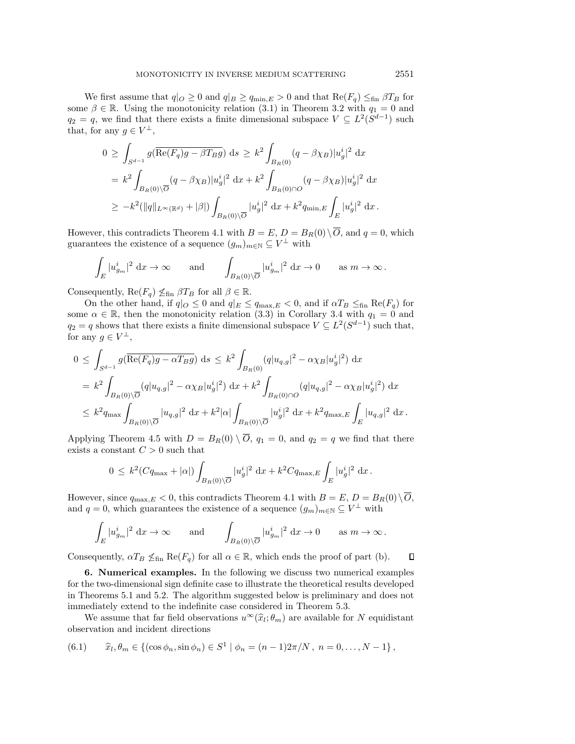We first assume that $q|_O \geq 0$ and $q|_B \geq q_{\min,E} > 0$ and that $\mathrm{Re}(F_q) \leq_{\mathrm{fin}} \beta T_B$ for some $\beta \in \mathbb{R}$. Using the monotonicity relation (3.1) in Theorem 3.2 with $q_1 = 0$ and $q_2 = q$, we find that there exists a finite dimensional subspace $V \subseteq L^2(S^{d-1})$ such that, for any $g \in V^\perp$,

$$
\begin{aligned}
0 \;&\geq\; \int_{S^{d-1}} g(\overline{\mathrm{Re}(F_q)g - \beta T_B g}) \,\mathrm{d}s \;\geq\; k^2 \int_{B_R(0)} (q - \beta\chi_B)|u_g^i|^2 \,\mathrm{d}x \\
&=\; k^2 \int_{B_R(0)\setminus\overline{O}} (q - \beta\chi_B)|u_g^i|^2 \,\mathrm{d}x + k^2 \int_{B_R(0)\cap O} (q - \beta\chi_B)|u_g^i|^2 \,\mathrm{d}x \\
&\geq\; -k^2(\|q\|_{L^\infty(\mathbb{R}^d)} + |\beta|) \int_{B_R(0)\setminus\overline{O}} |u_g^i|^2 \,\mathrm{d}x + k^2 q_{\min,E} \int_E |u_g^i|^2 \,\mathrm{d}x\,.
\end{aligned}
$$

However, this contradicts Theorem 4.1 with $B = E$, $D = B_R(0)\setminus\overline{O}$, and $q = 0$, which guarantees the existence of a sequence $(g_m)_{m\in\mathbb{N}} \subseteq V^\perp$ with

$$
\int_E |u_{g_m}^i|^2 \,\mathrm{d}x \to \infty \qquad \text{and} \qquad \int_{B_R(0)\setminus\overline{O}} |u_{g_m}^i|^2 \,\mathrm{d}x \to 0 \qquad \text{as } m \to \infty\,.
$$

Consequently, $\mathrm{Re}(F_q) \not\leq_{\mathrm{fin}} \beta T_B$ for all $\beta \in \mathbb{R}$.

On the other hand, if $q|_O \leq 0$ and $q|_E \leq q_{\max,E} < 0$, and if $\alpha T_B \leq_{\mathrm{fin}} \mathrm{Re}(F_q)$ for some $\alpha \in \mathbb{R}$, then the monotonicity relation (3.3) in Corollary 3.4 with $q_1 = 0$ and $q_2 = q$ shows that there exists a finite dimensional subspace $V \subseteq L^2(S^{d-1})$ such that, for any $g \in V^\perp$,

$$
\begin{aligned}
0 \;&\leq\; \int_{S^{d-1}} g(\overline{\mathrm{Re}(F_q)g - \alpha T_B g}) \,\mathrm{d}s \;\leq\; k^2 \int_{B_R(0)} (q|u_{q,g}|^2 - \alpha\chi_B|u_g^i|^2) \,\mathrm{d}x \\
&=\; k^2 \int_{B_R(0)\setminus\overline{O}} (q|u_{q,g}|^2 - \alpha\chi_B|u_g^i|^2) \,\mathrm{d}x + k^2 \int_{B_R(0)\cap O} (q|u_{q,g}|^2 - \alpha\chi_B|u_g^i|^2) \,\mathrm{d}x \\
&\leq\; k^2 q_{\max} \int_{B_R(0)\setminus\overline{O}} |u_{q,g}|^2 \,\mathrm{d}x + k^2|\alpha| \int_{B_R(0)\setminus\overline{O}} |u_g^i|^2 \,\mathrm{d}x + k^2 q_{\max,E} \int_E |u_{q,g}|^2 \,\mathrm{d}x\,.
\end{aligned}
$$

Applying Theorem 4.5 with $D = B_R(0)\setminus\overline{O}$, $q_1 = 0$, and $q_2 = q$ we find that there exists a constant $C > 0$ such that

$$
0 \;\leq\; k^2(Cq_{\max} + |\alpha|) \int_{B_R(0)\setminus\overline{O}} |u_g^i|^2 \,\mathrm{d}x + k^2 C q_{\max,E} \int_E |u_g^i|^2 \,\mathrm{d}x\,.
$$

However, since $q_{\max,E} < 0$, this contradicts Theorem 4.1 with $B = E$, $D = B_R(0)\setminus\overline{O}$, and $q = 0$, which guarantees the existence of a sequence $(g_m)_{m\in\mathbb{N}} \subseteq V^\perp$ with

$$
\int_E |u_{g_m}^i|^2 \,\mathrm{d}x \to \infty \qquad \text{and} \qquad \int_{B_R(0)\setminus\overline{O}} |u_{g_m}^i|^2 \,\mathrm{d}x \to 0 \qquad \text{as } m \to \infty\,.
$$

Consequently, $\alpha T_B \not\leq_{\mathrm{fin}} \mathrm{Re}(F_q)$ for all $\alpha \in \mathbb{R}$, which ends the proof of part (b). ∎

## 6. Numerical examples.

In the following we discuss two numerical examples for the two-dimensional sign definite case to illustrate the theoretical results developed in Theorems 5.1 and 5.2. The algorithm suggested below is preliminary and does not immediately extend to the indefinite case considered in Theorem 5.3.

We assume that far field observations $u^\infty(\widehat{x}_l;\theta_m)$ are available for $N$ equidistant observation and incident directions

$$
\widehat{x}_l, \theta_m \in \{(\cos\phi_n, \sin\phi_n) \in S^1 \mid \phi_n = (n-1)2\pi/N\,,\ n = 0, \ldots, N-1\}\,, \tag{6.1}
$$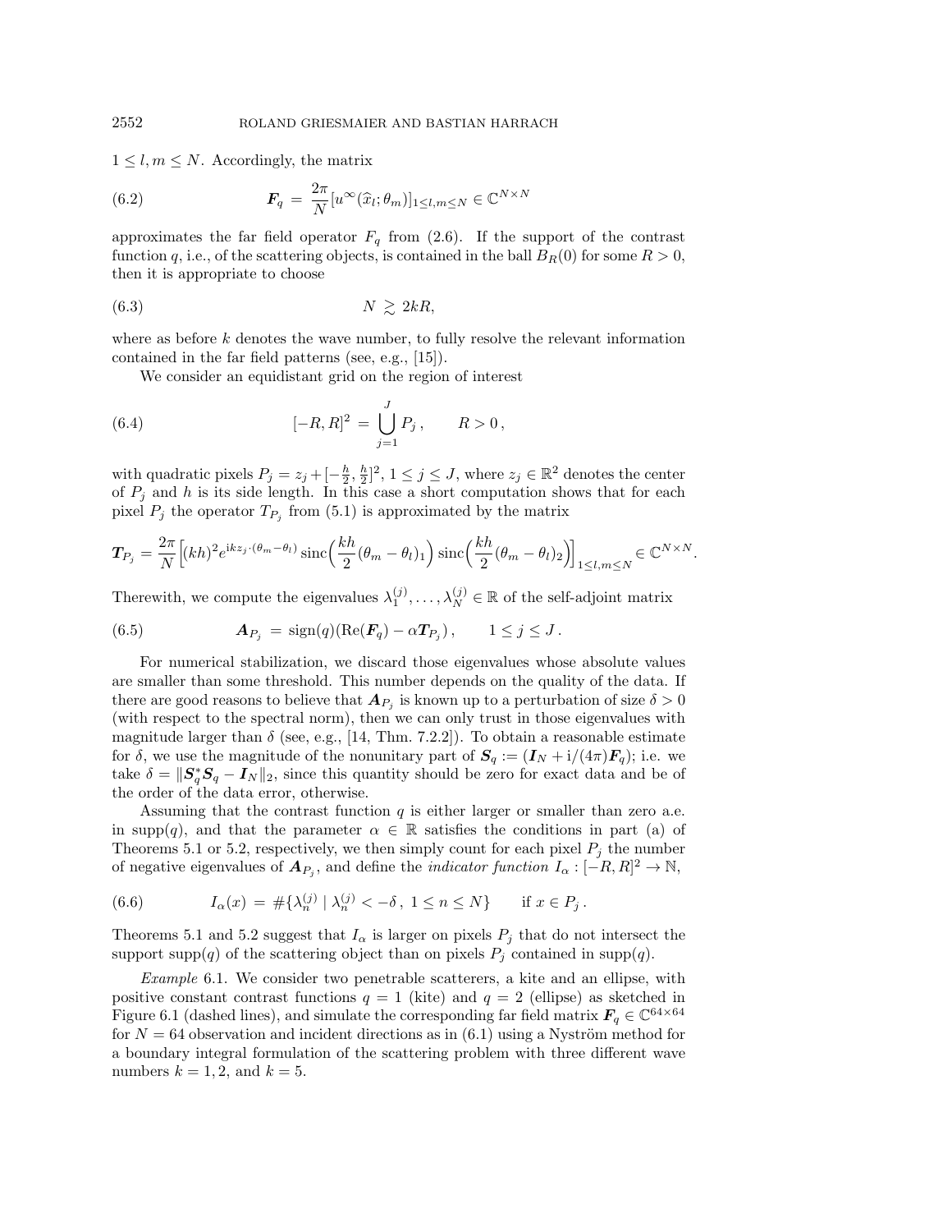$1 \le l, m \le N$. Accordingly, the matrix

$$\boldsymbol{F}_q \;=\; \frac{2\pi}{N}[u^\infty(\widehat{x}_l;\theta_m)]_{1\le l,m\le N} \in \mathbb{C}^{N\times N} \tag{6.2}$$

approximates the far field operator $F_q$ from (2.6). If the support of the contrast function $q$, i.e., of the scattering objects, is contained in the ball $B_R(0)$ for some $R > 0$, then it is appropriate to choose

$$N \;\gtrsim\; 2kR, \tag{6.3}$$

where as before $k$ denotes the wave number, to fully resolve the relevant information contained in the far field patterns (see, e.g., [15]).

We consider an equidistant grid on the region of interest

$$[-R, R]^2 \;=\; \bigcup_{j=1}^{J} P_j\,, \qquad R > 0\,, \tag{6.4}$$

with quadratic pixels $P_j = z_j + [-\frac{h}{2}, \frac{h}{2}]^2$, $1 \le j \le J$, where $z_j \in \mathbb{R}^2$ denotes the center of $P_j$ and $h$ is its side length. In this case a short computation shows that for each pixel $P_j$ the operator $T_{P_j}$ from (5.1) is approximated by the matrix

$$\boldsymbol{T}_{P_j} = \frac{2\pi}{N}\Big[(kh)^2 e^{\mathrm{i}kz_j\cdot(\theta_m-\theta_l)}\,\mathrm{sinc}\Big(\frac{kh}{2}(\theta_m-\theta_l)_1\Big)\,\mathrm{sinc}\Big(\frac{kh}{2}(\theta_m-\theta_l)_2\Big)\Big]_{1\le l,m\le N} \in \mathbb{C}^{N\times N}.$$

Therewith, we compute the eigenvalues $\lambda_1^{(j)}, \dots, \lambda_N^{(j)} \in \mathbb{R}$ of the self-adjoint matrix

$$\boldsymbol{A}_{P_j} \;=\; \mathrm{sign}(q)(\mathrm{Re}(\boldsymbol{F}_q) - \alpha \boldsymbol{T}_{P_j})\,, \qquad 1 \le j \le J\,. \tag{6.5}$$

For numerical stabilization, we discard those eigenvalues whose absolute values are smaller than some threshold. This number depends on the quality of the data. If there are good reasons to believe that $\boldsymbol{A}_{P_j}$ is known up to a perturbation of size $\delta > 0$ (with respect to the spectral norm), then we can only trust in those eigenvalues with magnitude larger than $\delta$ (see, e.g., [14, Thm. 7.2.2]). To obtain a reasonable estimate for $\delta$, we use the magnitude of the nonunitary part of $\boldsymbol{S}_q := (\boldsymbol{I}_N + \mathrm{i}/(4\pi)\boldsymbol{F}_q)$; i.e. we take $\delta = \|\boldsymbol{S}_q^*\boldsymbol{S}_q - \boldsymbol{I}_N\|_2$, since this quantity should be zero for exact data and be of the order of the data error, otherwise.

Assuming that the contrast function $q$ is either larger or smaller than zero a.e. in $\mathrm{supp}(q)$, and that the parameter $\alpha \in \mathbb{R}$ satisfies the conditions in part (a) of Theorems 5.1 or 5.2, respectively, we then simply count for each pixel $P_j$ the number of negative eigenvalues of $\boldsymbol{A}_{P_j}$, and define the *indicator function* $I_\alpha : [-R, R]^2 \to \mathbb{N}$,

$$I_\alpha(x) \;=\; \#\{\lambda_n^{(j)} \mid \lambda_n^{(j)} < -\delta\,,\ 1 \le n \le N\} \qquad \text{if } x \in P_j\,. \tag{6.6}$$

Theorems 5.1 and 5.2 suggest that $I_\alpha$ is larger on pixels $P_j$ that do not intersect the support $\mathrm{supp}(q)$ of the scattering object than on pixels $P_j$ contained in $\mathrm{supp}(q)$.

*Example* 6.1. We consider two penetrable scatterers, a kite and an ellipse, with positive constant contrast functions $q = 1$ (kite) and $q = 2$ (ellipse) as sketched in Figure 6.1 (dashed lines), and simulate the corresponding far field matrix $\boldsymbol{F}_q \in \mathbb{C}^{64\times 64}$ for $N = 64$ observation and incident directions as in (6.1) using a Nyström method for a boundary integral formulation of the scattering problem with three different wave numbers $k = 1, 2$, and $k = 5$.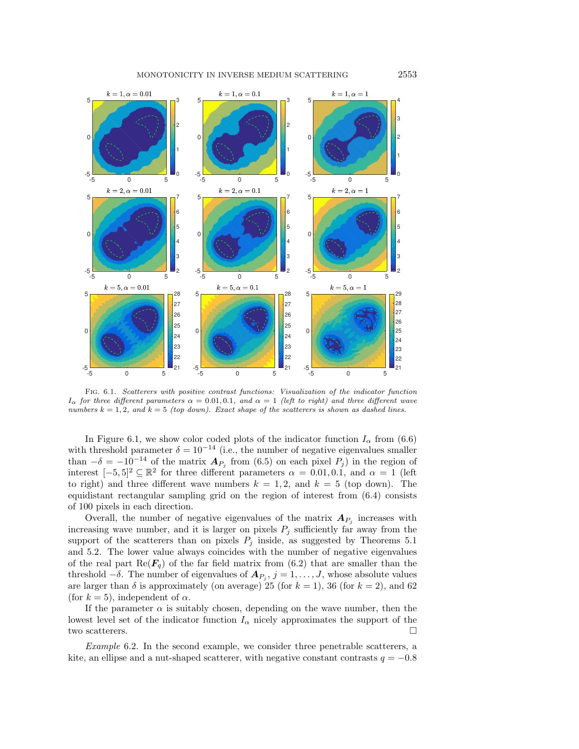Fig. 6.1. *Scatterers with positive contrast functions: Visualization of the indicator function $I_\alpha$ for three different parameters $\alpha = 0.01, 0.1,$ and $\alpha = 1$ (left to right) and three different wave numbers $k = 1, 2,$ and $k = 5$ (top down). Exact shape of the scatterers is shown as dashed lines.*

In Figure 6.1, we show color coded plots of the indicator function $I_\alpha$ from (6.6) with threshold parameter $\delta = 10^{-14}$ (i.e., the number of negative eigenvalues smaller than $-\delta = -10^{-14}$ of the matrix $\boldsymbol{A}_{P_j}$ from (6.5) on each pixel $P_j$) in the region of interest $[-5, 5]^2 \subseteq \mathbb{R}^2$ for three different parameters $\alpha = 0.01, 0.1,$ and $\alpha = 1$ (left to right) and three different wave numbers $k = 1, 2,$ and $k = 5$ (top down). The equidistant rectangular sampling grid on the region of interest from (6.4) consists of 100 pixels in each direction.

Overall, the number of negative eigenvalues of the matrix $\boldsymbol{A}_{P_j}$ increases with increasing wave number, and it is larger on pixels $P_j$ sufficiently far away from the support of the scatterers than on pixels $P_j$ inside, as suggested by Theorems 5.1 and 5.2. The lower value always coincides with the number of negative eigenvalues of the real part $\mathrm{Re}(\boldsymbol{F}_q)$ of the far field matrix from (6.2) that are smaller than the threshold $-\delta$. The number of eigenvalues of $\boldsymbol{A}_{P_j}$, $j = 1, \ldots, J$, whose absolute values are larger than $\delta$ is approximately (on average) 25 (for $k = 1$), 36 (for $k = 2$), and 62 (for $k = 5$), independent of $\alpha$.

If the parameter $\alpha$ is suitably chosen, depending on the wave number, then the lowest level set of the indicator function $I_\alpha$ nicely approximates the support of the two scatterers. □

*Example* 6.2. In the second example, we consider three penetrable scatterers, a kite, an ellipse and a nut-shaped scatterer, with negative constant contrasts $q = -0.8$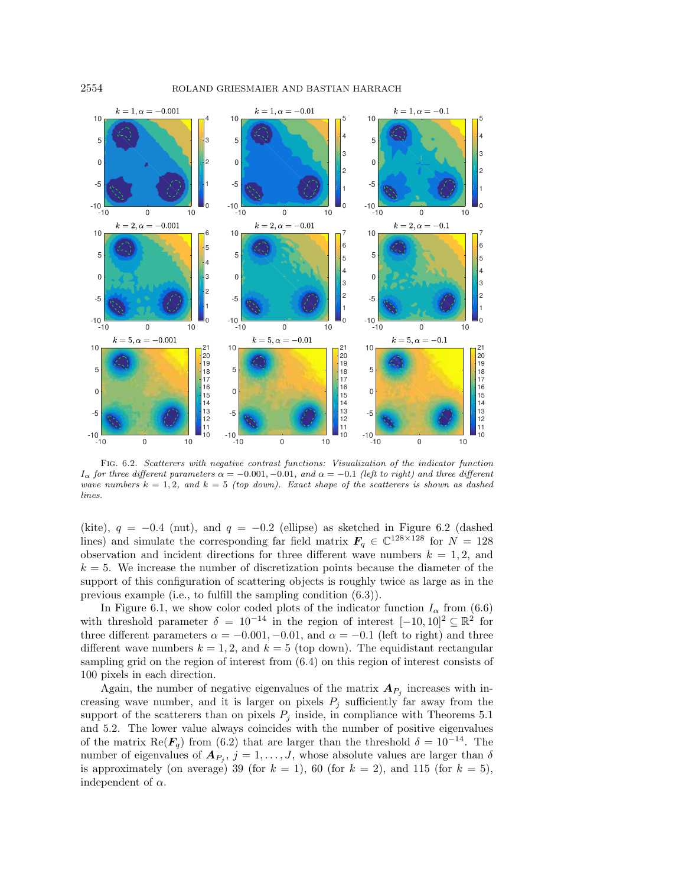Fig. 6.2. *Scatterers with negative contrast functions: Visualization of the indicator function $I_\alpha$ for three different parameters $\alpha = -0.001, -0.01,$ and $\alpha = -0.1$ (left to right) and three different wave numbers $k = 1, 2,$ and $k = 5$ (top down). Exact shape of the scatterers is shown as dashed lines.*

(kite), $q = -0.4$ (nut), and $q = -0.2$ (ellipse) as sketched in Figure 6.2 (dashed lines) and simulate the corresponding far field matrix $\boldsymbol{F}_q \in \mathbb{C}^{128\times 128}$ for $N = 128$ observation and incident directions for three different wave numbers $k = 1, 2,$ and $k = 5$. We increase the number of discretization points because the diameter of the support of this configuration of scattering objects is roughly twice as large as in the previous example (i.e., to fulfill the sampling condition (6.3)).

In Figure 6.1, we show color coded plots of the indicator function $I_\alpha$ from (6.6) with threshold parameter $\delta = 10^{-14}$ in the region of interest $[-10, 10]^2 \subseteq \mathbb{R}^2$ for three different parameters $\alpha = -0.001, -0.01,$ and $\alpha = -0.1$ (left to right) and three different wave numbers $k = 1, 2,$ and $k = 5$ (top down). The equidistant rectangular sampling grid on the region of interest from (6.4) on this region of interest consists of 100 pixels in each direction.

Again, the number of negative eigenvalues of the matrix $\boldsymbol{A}_{P_j}$ increases with increasing wave number, and it is larger on pixels $P_j$ sufficiently far away from the support of the scatterers than on pixels $P_j$ inside, in compliance with Theorems 5.1 and 5.2. The lower value always coincides with the number of positive eigenvalues of the matrix $\mathrm{Re}(\boldsymbol{F}_q)$ from (6.2) that are larger than the threshold $\delta = 10^{-14}$. The number of eigenvalues of $\boldsymbol{A}_{P_j}$, $j = 1, \ldots, J$, whose absolute values are larger than $\delta$ is approximately (on average) 39 (for $k = 1$), 60 (for $k = 2$), and 115 (for $k = 5$), independent of $\alpha$.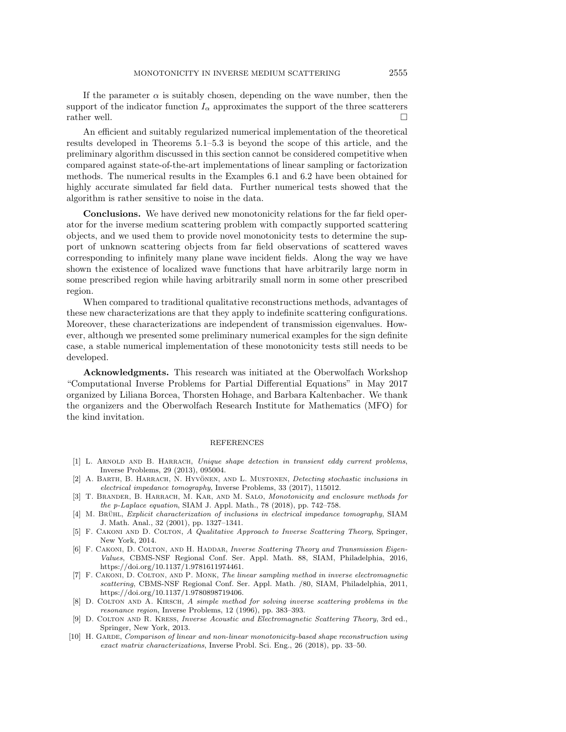If the parameter $\alpha$ is suitably chosen, depending on the wave number, then the support of the indicator function $I_\alpha$ approximates the support of the three scatterers rather well. □

An efficient and suitably regularized numerical implementation of the theoretical results developed in Theorems 5.1–5.3 is beyond the scope of this article, and the preliminary algorithm discussed in this section cannot be considered competitive when compared against state-of-the-art implementations of linear sampling or factorization methods. The numerical results in the Examples 6.1 and 6.2 have been obtained for highly accurate simulated far field data. Further numerical tests showed that the algorithm is rather sensitive to noise in the data.

**Conclusions.** We have derived new monotonicity relations for the far field operator for the inverse medium scattering problem with compactly supported scattering objects, and we used them to provide novel monotonicity tests to determine the support of unknown scattering objects from far field observations of scattered waves corresponding to infinitely many plane wave incident fields. Along the way we have shown the existence of localized wave functions that have arbitrarily large norm in some prescribed region while having arbitrarily small norm in some other prescribed region.

When compared to traditional qualitative reconstructions methods, advantages of these new characterizations are that they apply to indefinite scattering configurations. Moreover, these characterizations are independent of transmission eigenvalues. However, although we presented some preliminary numerical examples for the sign definite case, a stable numerical implementation of these monotonicity tests still needs to be developed.

**Acknowledgments.** This research was initiated at the Oberwolfach Workshop "Computational Inverse Problems for Partial Differential Equations" in May 2017 organized by Liliana Borcea, Thorsten Hohage, and Barbara Kaltenbacher. We thank the organizers and the Oberwolfach Research Institute for Mathematics (MFO) for the kind invitation.

## REFERENCES

[1] L. Arnold and B. Harrach, *Unique shape detection in transient eddy current problems*, Inverse Problems, 29 (2013), 095004.

[2] A. Barth, B. Harrach, N. Hyvönen, and L. Mustonen, *Detecting stochastic inclusions in electrical impedance tomography*, Inverse Problems, 33 (2017), 115012.

[3] T. Brander, B. Harrach, M. Kar, and M. Salo, *Monotonicity and enclosure methods for the p-Laplace equation*, SIAM J. Appl. Math., 78 (2018), pp. 742–758.

[4] M. Brühl, *Explicit characterization of inclusions in electrical impedance tomography*, SIAM J. Math. Anal., 32 (2001), pp. 1327–1341.

[5] F. Cakoni and D. Colton, *A Qualitative Approach to Inverse Scattering Theory*, Springer, New York, 2014.

[6] F. Cakoni, D. Colton, and H. Haddar, *Inverse Scattering Theory and Transmission Eigen-Values*, CBMS-NSF Regional Conf. Ser. Appl. Math. 88, SIAM, Philadelphia, 2016, https://doi.org/10.1137/1.9781611974461.

[7] F. Cakoni, D. Colton, and P. Monk, *The linear sampling method in inverse electromagnetic scattering*, CBMS-NSF Regional Conf. Ser. Appl. Math. /80, SIAM, Philadelphia, 2011, https://doi.org/10.1137/1.9780898719406.

[8] D. Colton and A. Kirsch, *A simple method for solving inverse scattering problems in the resonance region*, Inverse Problems, 12 (1996), pp. 383–393.

[9] D. Colton and R. Kress, *Inverse Acoustic and Electromagnetic Scattering Theory*, 3rd ed., Springer, New York, 2013.

[10] H. Garde, *Comparison of linear and non-linear monotonicity-based shape reconstruction using exact matrix characterizations*, Inverse Probl. Sci. Eng., 26 (2018), pp. 33–50.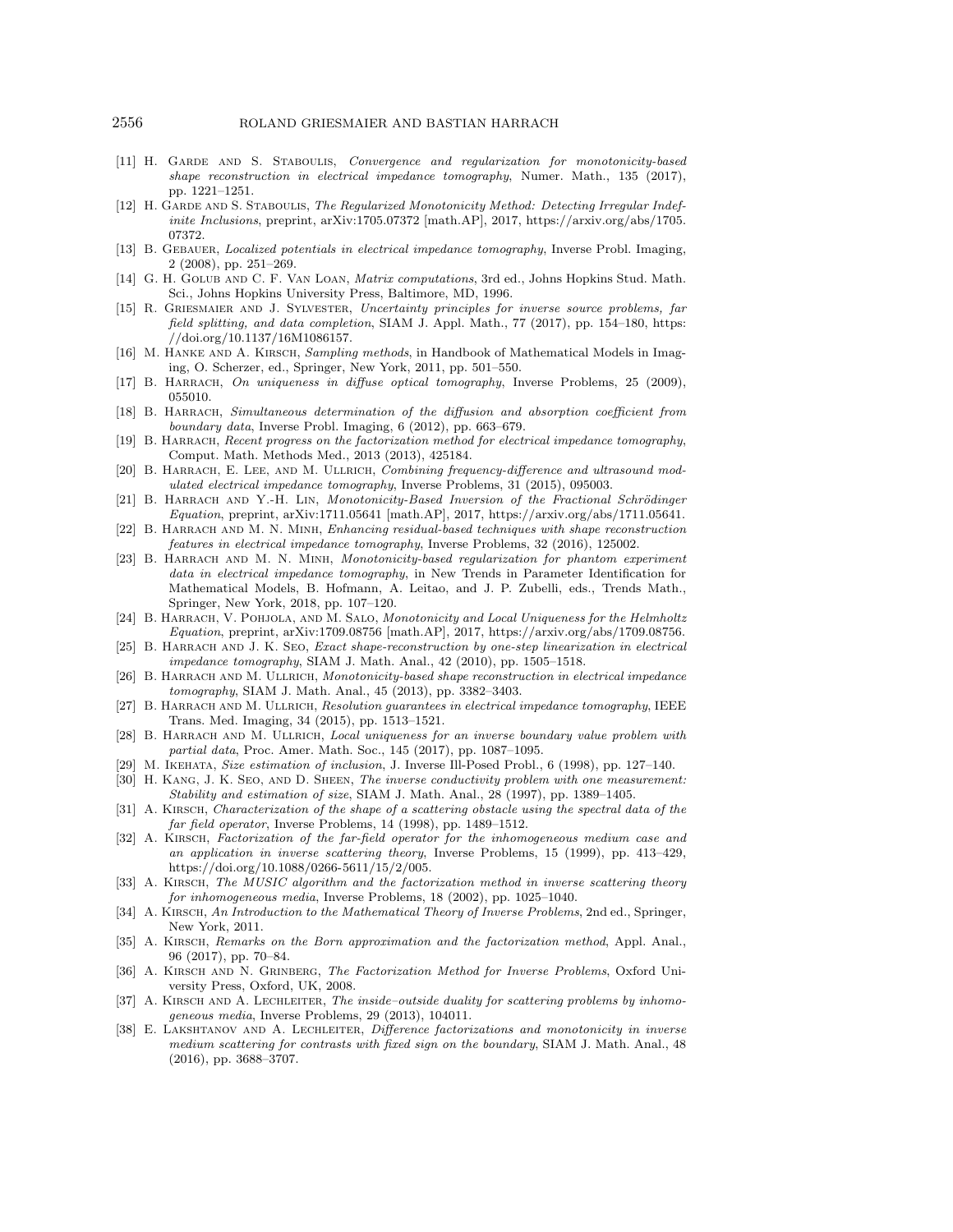[11] H. Garde and S. Staboulis, *Convergence and regularization for monotonicity-based shape reconstruction in electrical impedance tomography*, Numer. Math., 135 (2017), pp. 1221–1251.

[12] H. Garde and S. Staboulis, *The Regularized Monotonicity Method: Detecting Irregular Indefinite Inclusions*, preprint, arXiv:1705.07372 [math.AP], 2017, https://arxiv.org/abs/1705.07372.

[13] B. Gebauer, *Localized potentials in electrical impedance tomography*, Inverse Probl. Imaging, 2 (2008), pp. 251–269.

[14] G. H. Golub and C. F. Van Loan, *Matrix computations*, 3rd ed., Johns Hopkins Stud. Math. Sci., Johns Hopkins University Press, Baltimore, MD, 1996.

[15] R. Griesmaier and J. Sylvester, *Uncertainty principles for inverse source problems, far field splitting, and data completion*, SIAM J. Appl. Math., 77 (2017), pp. 154–180, https://doi.org/10.1137/16M1086157.

[16] M. Hanke and A. Kirsch, *Sampling methods*, in Handbook of Mathematical Models in Imaging, O. Scherzer, ed., Springer, New York, 2011, pp. 501–550.

[17] B. Harrach, *On uniqueness in diffuse optical tomography*, Inverse Problems, 25 (2009), 055010.

[18] B. Harrach, *Simultaneous determination of the diffusion and absorption coefficient from boundary data*, Inverse Probl. Imaging, 6 (2012), pp. 663–679.

[19] B. Harrach, *Recent progress on the factorization method for electrical impedance tomography*, Comput. Math. Methods Med., 2013 (2013), 425184.

[20] B. Harrach, E. Lee, and M. Ullrich, *Combining frequency-difference and ultrasound modulated electrical impedance tomography*, Inverse Problems, 31 (2015), 095003.

[21] B. Harrach and Y.-H. Lin, *Monotonicity-Based Inversion of the Fractional Schrödinger Equation*, preprint, arXiv:1711.05641 [math.AP], 2017, https://arxiv.org/abs/1711.05641.

[22] B. Harrach and M. N. Minh, *Enhancing residual-based techniques with shape reconstruction features in electrical impedance tomography*, Inverse Problems, 32 (2016), 125002.

[23] B. Harrach and M. N. Minh, *Monotonicity-based regularization for phantom experiment data in electrical impedance tomography*, in New Trends in Parameter Identification for Mathematical Models, B. Hofmann, A. Leitao, and J. P. Zubelli, eds., Trends Math., Springer, New York, 2018, pp. 107–120.

[24] B. Harrach, V. Pohjola, and M. Salo, *Monotonicity and Local Uniqueness for the Helmholtz Equation*, preprint, arXiv:1709.08756 [math.AP], 2017, https://arxiv.org/abs/1709.08756.

[25] B. Harrach and J. K. Seo, *Exact shape-reconstruction by one-step linearization in electrical impedance tomography*, SIAM J. Math. Anal., 42 (2010), pp. 1505–1518.

[26] B. Harrach and M. Ullrich, *Monotonicity-based shape reconstruction in electrical impedance tomography*, SIAM J. Math. Anal., 45 (2013), pp. 3382–3403.

[27] B. Harrach and M. Ullrich, *Resolution guarantees in electrical impedance tomography*, IEEE Trans. Med. Imaging, 34 (2015), pp. 1513–1521.

[28] B. Harrach and M. Ullrich, *Local uniqueness for an inverse boundary value problem with partial data*, Proc. Amer. Math. Soc., 145 (2017), pp. 1087–1095.

[29] M. Ikehata, *Size estimation of inclusion*, J. Inverse Ill-Posed Probl., 6 (1998), pp. 127–140.

[30] H. Kang, J. K. Seo, and D. Sheen, *The inverse conductivity problem with one measurement: Stability and estimation of size*, SIAM J. Math. Anal., 28 (1997), pp. 1389–1405.

[31] A. Kirsch, *Characterization of the shape of a scattering obstacle using the spectral data of the far field operator*, Inverse Problems, 14 (1998), pp. 1489–1512.

[32] A. Kirsch, *Factorization of the far-field operator for the inhomogeneous medium case and an application in inverse scattering theory*, Inverse Problems, 15 (1999), pp. 413–429, https://doi.org/10.1088/0266-5611/15/2/005.

[33] A. Kirsch, *The MUSIC algorithm and the factorization method in inverse scattering theory for inhomogeneous media*, Inverse Problems, 18 (2002), pp. 1025–1040.

[34] A. Kirsch, *An Introduction to the Mathematical Theory of Inverse Problems*, 2nd ed., Springer, New York, 2011.

[35] A. Kirsch, *Remarks on the Born approximation and the factorization method*, Appl. Anal., 96 (2017), pp. 70–84.

[36] A. Kirsch and N. Grinberg, *The Factorization Method for Inverse Problems*, Oxford University Press, Oxford, UK, 2008.

[37] A. Kirsch and A. Lechleiter, *The inside–outside duality for scattering problems by inhomogeneous media*, Inverse Problems, 29 (2013), 104011.

[38] E. Lakshtanov and A. Lechleiter, *Difference factorizations and monotonicity in inverse medium scattering for contrasts with fixed sign on the boundary*, SIAM J. Math. Anal., 48 (2016), pp. 3688–3707.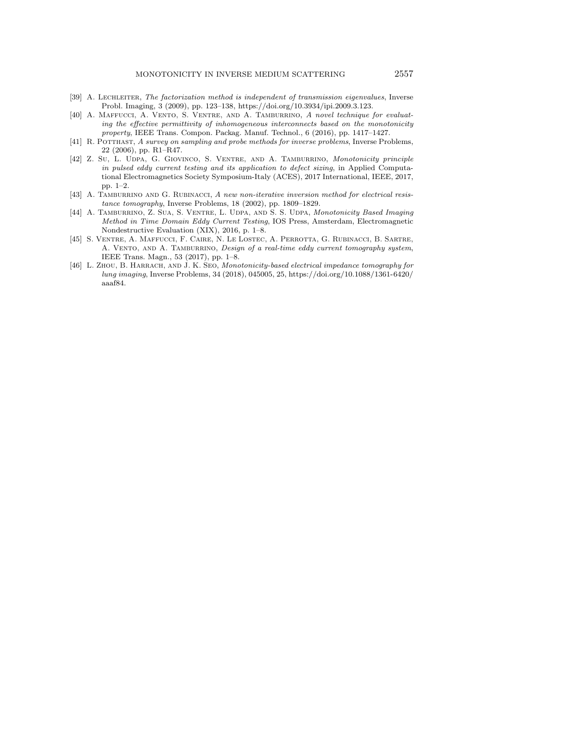[39] A. Lechleiter, *The factorization method is independent of transmission eigenvalues*, Inverse Probl. Imaging, 3 (2009), pp. 123–138, https://doi.org/10.3934/ipi.2009.3.123.

[40] A. Maffucci, A. Vento, S. Ventre, and A. Tamburrino, *A novel technique for evaluating the effective permittivity of inhomogeneous interconnects based on the monotonicity property*, IEEE Trans. Compon. Packag. Manuf. Technol., 6 (2016), pp. 1417–1427.

[41] R. Potthast, *A survey on sampling and probe methods for inverse problems*, Inverse Problems, 22 (2006), pp. R1–R47.

[42] Z. Su, L. Udpa, G. Giovinco, S. Ventre, and A. Tamburrino, *Monotonicity principle in pulsed eddy current testing and its application to defect sizing*, in Applied Computational Electromagnetics Society Symposium-Italy (ACES), 2017 International, IEEE, 2017, pp. 1–2.

[43] A. Tamburrino and G. Rubinacci, *A new non-iterative inversion method for electrical resistance tomography*, Inverse Problems, 18 (2002), pp. 1809–1829.

[44] A. Tamburrino, Z. Sua, S. Ventre, L. Udpa, and S. S. Udpa, *Monotonicity Based Imaging Method in Time Domain Eddy Current Testing*, IOS Press, Amsterdam, Electromagnetic Nondestructive Evaluation (XIX), 2016, p. 1–8.

[45] S. Ventre, A. Maffucci, F. Caire, N. Le Lostec, A. Perrotta, G. Rubinacci, B. Sartre, A. Vento, and A. Tamburrino, *Design of a real-time eddy current tomography system*, IEEE Trans. Magn., 53 (2017), pp. 1–8.

[46] L. Zhou, B. Harrach, and J. K. Seo, *Monotonicity-based electrical impedance tomography for lung imaging*, Inverse Problems, 34 (2018), 045005, 25, https://doi.org/10.1088/1361-6420/aaaf84.